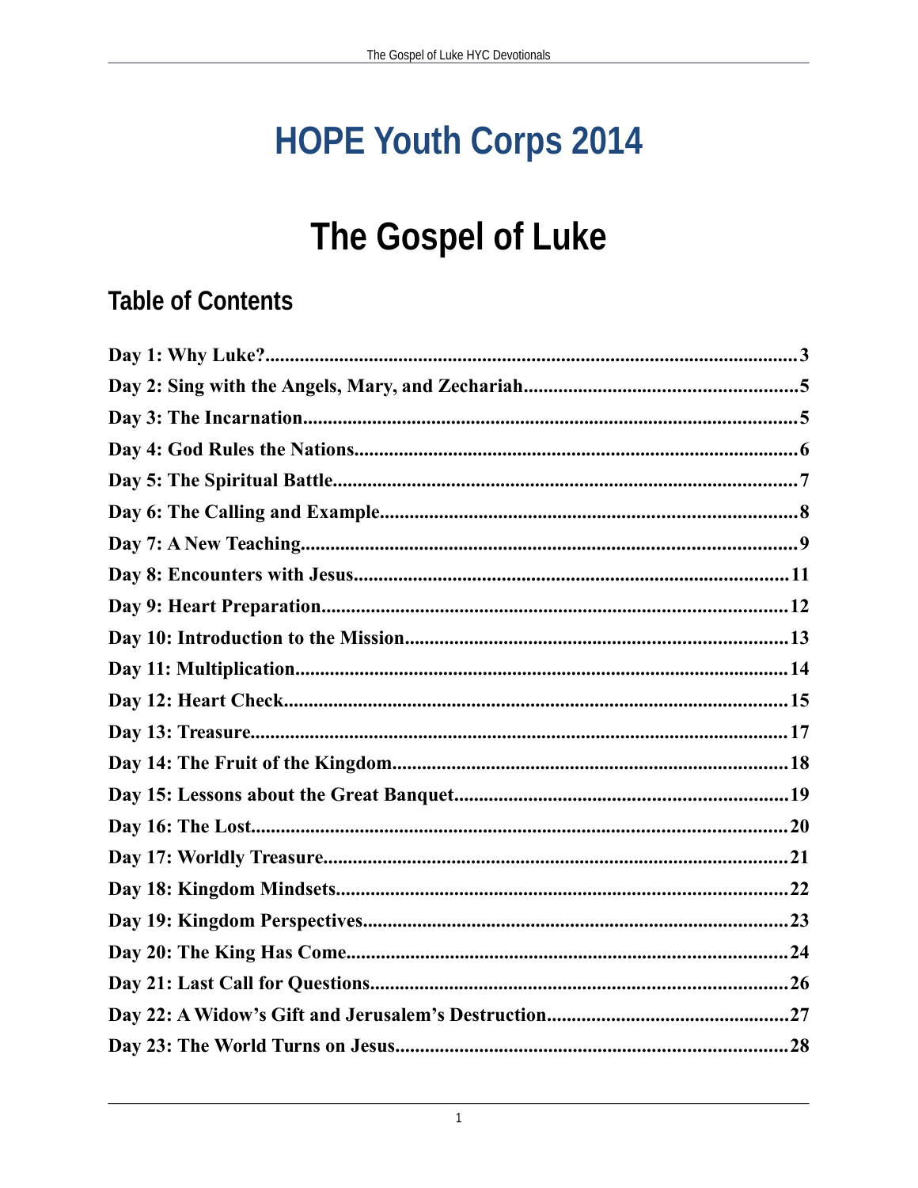# HOPE Youth Corps 2014

# The Gospel of Luke

## Table of Contents

**Day 1: Why Luke?.........................................................................................................3**

**Day 2: Sing with the Angels, Mary, and Zechariah......................................................5**

**Day 3: The Incarnation...................................................................................................5**

**Day 4: God Rules the Nations.........................................................................................6**

**Day 5: The Spiritual Battle.............................................................................................7**

**Day 6: The Calling and Example...................................................................................8**

**Day 7: A New Teaching...................................................................................................9**

**Day 8: Encounters with Jesus.......................................................................................11**

**Day 9: Heart Preparation.............................................................................................12**

**Day 10: Introduction to the Mission............................................................................13**

**Day 11: Multiplication...................................................................................................14**

**Day 12: Heart Check.....................................................................................................15**

**Day 13: Treasure...........................................................................................................17**

**Day 14: The Fruit of the Kingdom...............................................................................18**

**Day 15: Lessons about the Great Banquet..................................................................19**

**Day 16: The Lost...........................................................................................................20**

**Day 17: Worldly Treasure.............................................................................................21**

**Day 18: Kingdom Mindsets..........................................................................................22**

**Day 19: Kingdom Perspectives....................................................................................23**

**Day 20: The King Has Come........................................................................................24**

**Day 21: Last Call for Questions...................................................................................26**

**Day 22: A Widow's Gift and Jerusalem's Destruction................................................27**

**Day 23: The World Turns on Jesus..............................................................................28**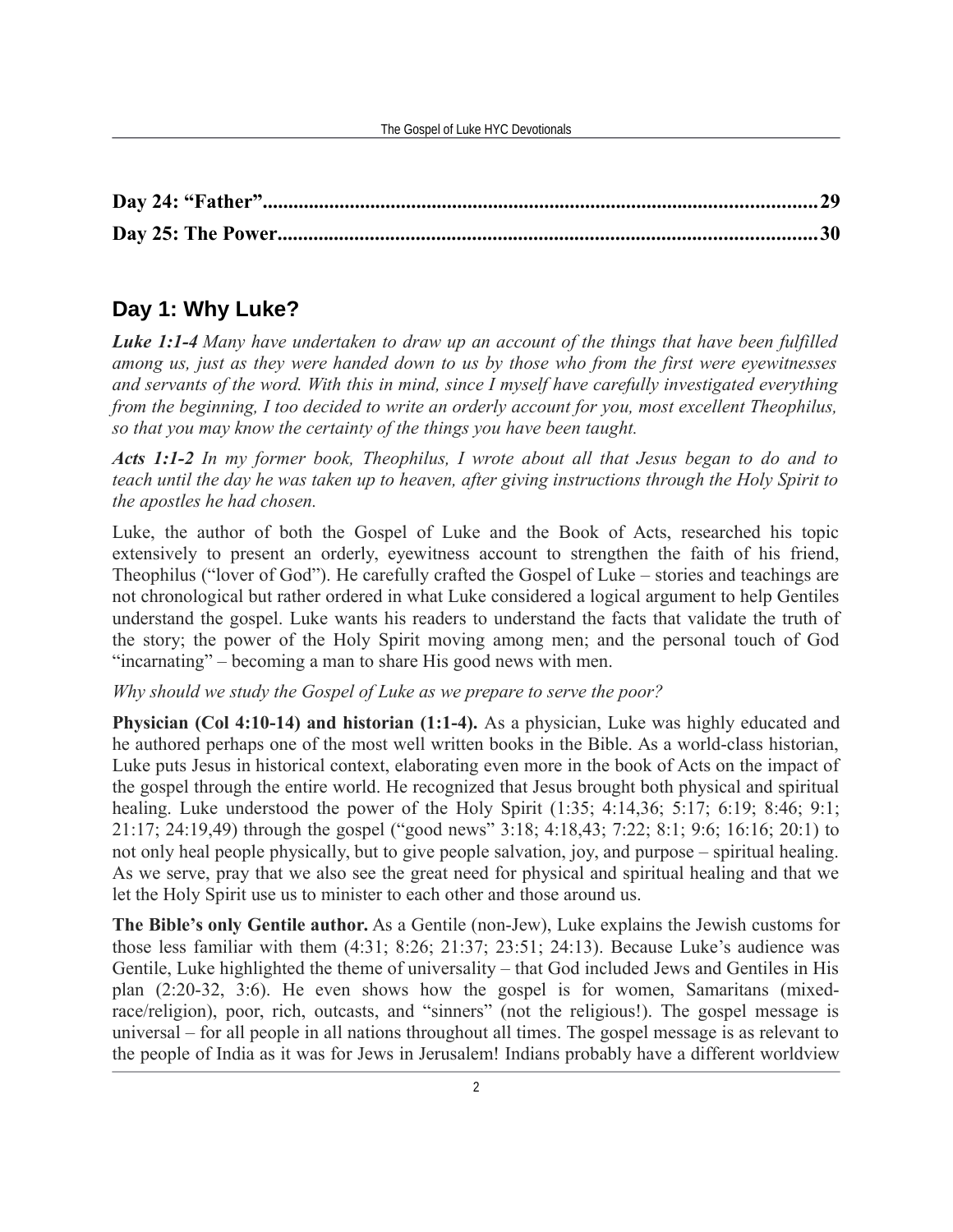**Day 24: "Father"..........................................................................................................29**

**Day 25: The Power......................................................................................................30**

## Day 1: Why Luke?

***Luke 1:1-4*** *Many have undertaken to draw up an account of the things that have been fulfilled among us, just as they were handed down to us by those who from the first were eyewitnesses and servants of the word. With this in mind, since I myself have carefully investigated everything from the beginning, I too decided to write an orderly account for you, most excellent Theophilus, so that you may know the certainty of the things you have been taught.*

***Acts 1:1-2*** *In my former book, Theophilus, I wrote about all that Jesus began to do and to teach until the day he was taken up to heaven, after giving instructions through the Holy Spirit to the apostles he had chosen.*

Luke, the author of both the Gospel of Luke and the Book of Acts, researched his topic extensively to present an orderly, eyewitness account to strengthen the faith of his friend, Theophilus ("lover of God"). He carefully crafted the Gospel of Luke – stories and teachings are not chronological but rather ordered in what Luke considered a logical argument to help Gentiles understand the gospel. Luke wants his readers to understand the facts that validate the truth of the story; the power of the Holy Spirit moving among men; and the personal touch of God "incarnating" – becoming a man to share His good news with men.

*Why should we study the Gospel of Luke as we prepare to serve the poor?*

**Physician (Col 4:10-14) and historian (1:1-4).** As a physician, Luke was highly educated and he authored perhaps one of the most well written books in the Bible. As a world-class historian, Luke puts Jesus in historical context, elaborating even more in the book of Acts on the impact of the gospel through the entire world. He recognized that Jesus brought both physical and spiritual healing. Luke understood the power of the Holy Spirit (1:35; 4:14,36; 5:17; 6:19; 8:46; 9:1; 21:17; 24:19,49) through the gospel ("good news" 3:18; 4:18,43; 7:22; 8:1; 9:6; 16:16; 20:1) to not only heal people physically, but to give people salvation, joy, and purpose – spiritual healing. As we serve, pray that we also see the great need for physical and spiritual healing and that we let the Holy Spirit use us to minister to each other and those around us.

**The Bible's only Gentile author.** As a Gentile (non-Jew), Luke explains the Jewish customs for those less familiar with them (4:31; 8:26; 21:37; 23:51; 24:13). Because Luke's audience was Gentile, Luke highlighted the theme of universality – that God included Jews and Gentiles in His plan (2:20-32, 3:6). He even shows how the gospel is for women, Samaritans (mixed-race/religion), poor, rich, outcasts, and "sinners" (not the religious!). The gospel message is universal – for all people in all nations throughout all times. The gospel message is as relevant to the people of India as it was for Jews in Jerusalem! Indians probably have a different worldview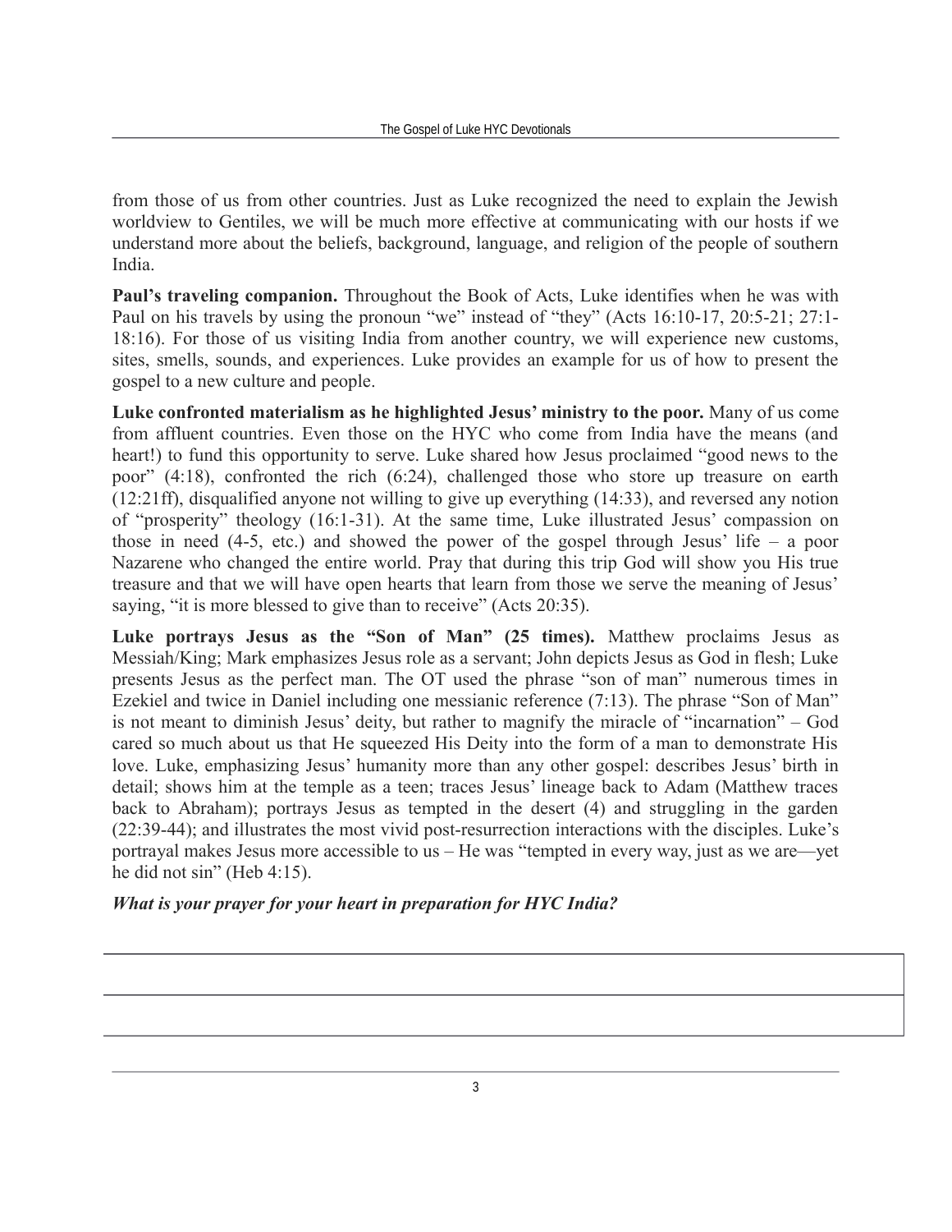from those of us from other countries. Just as Luke recognized the need to explain the Jewish worldview to Gentiles, we will be much more effective at communicating with our hosts if we understand more about the beliefs, background, language, and religion of the people of southern India.

**Paul's traveling companion.** Throughout the Book of Acts, Luke identifies when he was with Paul on his travels by using the pronoun "we" instead of "they" (Acts 16:10-17, 20:5-21; 27:1-18:16). For those of us visiting India from another country, we will experience new customs, sites, smells, sounds, and experiences. Luke provides an example for us of how to present the gospel to a new culture and people.

**Luke confronted materialism as he highlighted Jesus' ministry to the poor.** Many of us come from affluent countries. Even those on the HYC who come from India have the means (and heart!) to fund this opportunity to serve. Luke shared how Jesus proclaimed "good news to the poor" (4:18), confronted the rich (6:24), challenged those who store up treasure on earth (12:21ff), disqualified anyone not willing to give up everything (14:33), and reversed any notion of "prosperity" theology (16:1-31). At the same time, Luke illustrated Jesus' compassion on those in need (4-5, etc.) and showed the power of the gospel through Jesus' life – a poor Nazarene who changed the entire world. Pray that during this trip God will show you His true treasure and that we will have open hearts that learn from those we serve the meaning of Jesus' saying, "it is more blessed to give than to receive" (Acts 20:35).

**Luke portrays Jesus as the "Son of Man" (25 times).** Matthew proclaims Jesus as Messiah/King; Mark emphasizes Jesus role as a servant; John depicts Jesus as God in flesh; Luke presents Jesus as the perfect man. The OT used the phrase "son of man" numerous times in Ezekiel and twice in Daniel including one messianic reference (7:13). The phrase "Son of Man" is not meant to diminish Jesus' deity, but rather to magnify the miracle of "incarnation" – God cared so much about us that He squeezed His Deity into the form of a man to demonstrate His love. Luke, emphasizing Jesus' humanity more than any other gospel: describes Jesus' birth in detail; shows him at the temple as a teen; traces Jesus' lineage back to Adam (Matthew traces back to Abraham); portrays Jesus as tempted in the desert (4) and struggling in the garden (22:39-44); and illustrates the most vivid post-resurrection interactions with the disciples. Luke's portrayal makes Jesus more accessible to us – He was "tempted in every way, just as we are—yet he did not sin" (Heb 4:15).

***What is your prayer for your heart in preparation for HYC India?***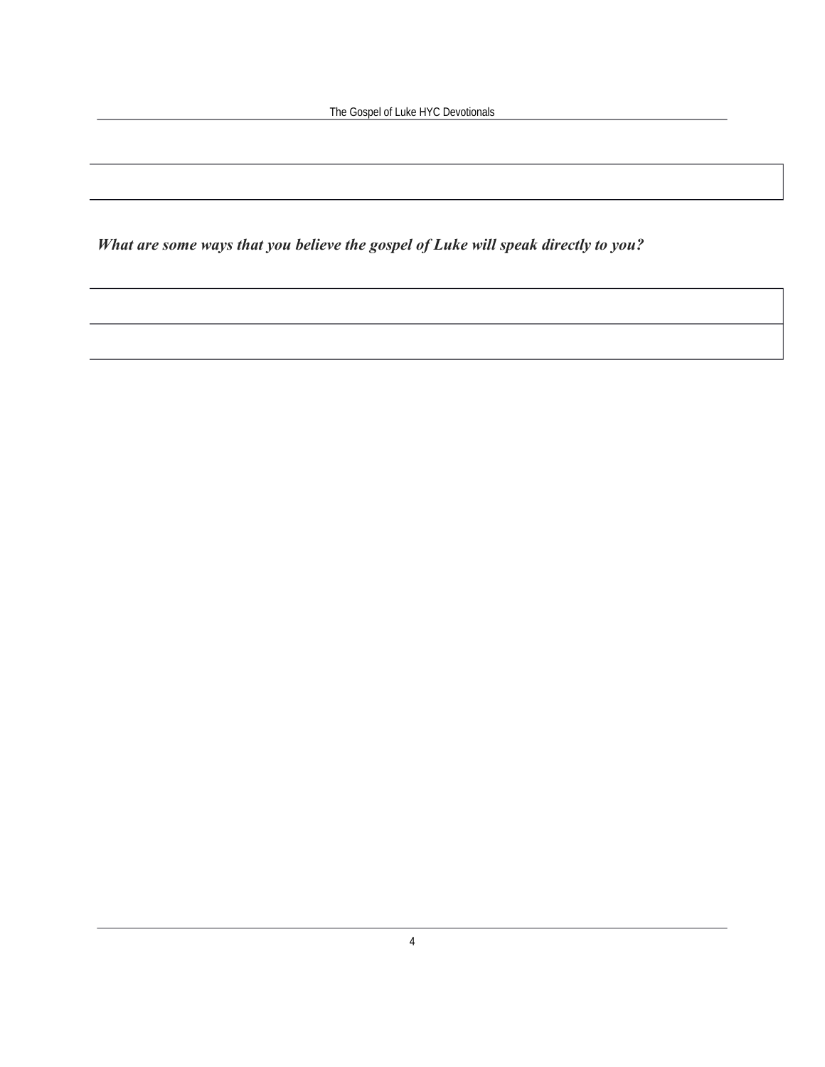***What are some ways that you believe the gospel of Luke will speak directly to you?***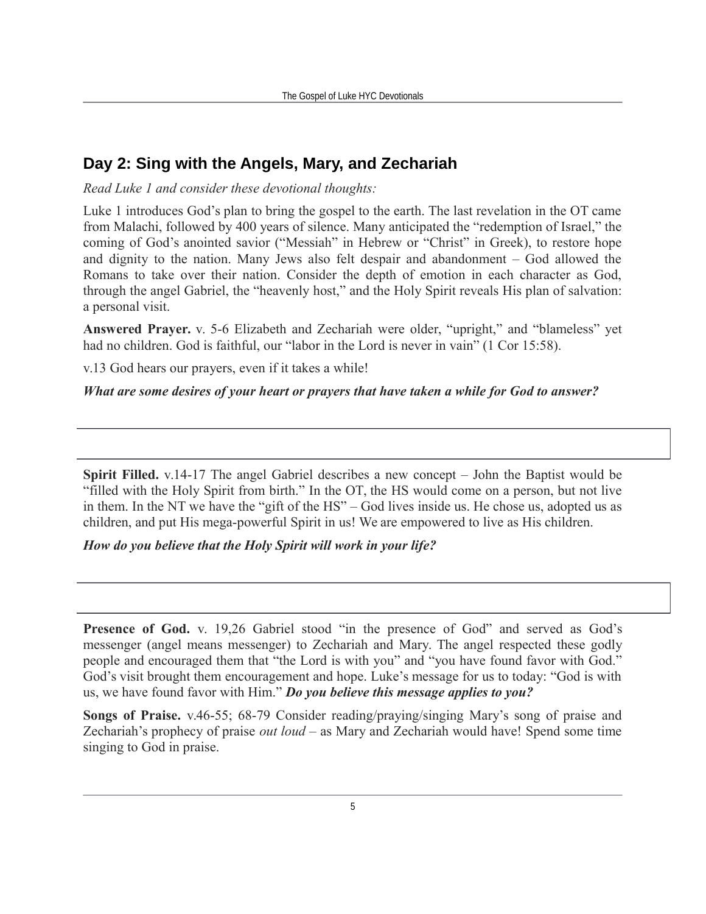## Day 2: Sing with the Angels, Mary, and Zechariah

*Read Luke 1 and consider these devotional thoughts:*

Luke 1 introduces God's plan to bring the gospel to the earth. The last revelation in the OT came from Malachi, followed by 400 years of silence. Many anticipated the "redemption of Israel," the coming of God's anointed savior ("Messiah" in Hebrew or "Christ" in Greek), to restore hope and dignity to the nation. Many Jews also felt despair and abandonment – God allowed the Romans to take over their nation. Consider the depth of emotion in each character as God, through the angel Gabriel, the "heavenly host," and the Holy Spirit reveals His plan of salvation: a personal visit.

**Answered Prayer.** v. 5-6 Elizabeth and Zechariah were older, "upright," and "blameless" yet had no children. God is faithful, our "labor in the Lord is never in vain" (1 Cor 15:58).

v.13 God hears our prayers, even if it takes a while!

***What are some desires of your heart or prayers that have taken a while for God to answer?***

**Spirit Filled.** v.14-17 The angel Gabriel describes a new concept – John the Baptist would be "filled with the Holy Spirit from birth." In the OT, the HS would come on a person, but not live in them. In the NT we have the "gift of the HS" – God lives inside us. He chose us, adopted us as children, and put His mega-powerful Spirit in us! We are empowered to live as His children.

***How do you believe that the Holy Spirit will work in your life?***

**Presence of God.** v. 19,26 Gabriel stood "in the presence of God" and served as God's messenger (angel means messenger) to Zechariah and Mary. The angel respected these godly people and encouraged them that "the Lord is with you" and "you have found favor with God." God's visit brought them encouragement and hope. Luke's message for us to today: "God is with us, we have found favor with Him." ***Do you believe this message applies to you?***

**Songs of Praise.** v.46-55; 68-79 Consider reading/praying/singing Mary's song of praise and Zechariah's prophecy of praise *out loud* – as Mary and Zechariah would have! Spend some time singing to God in praise.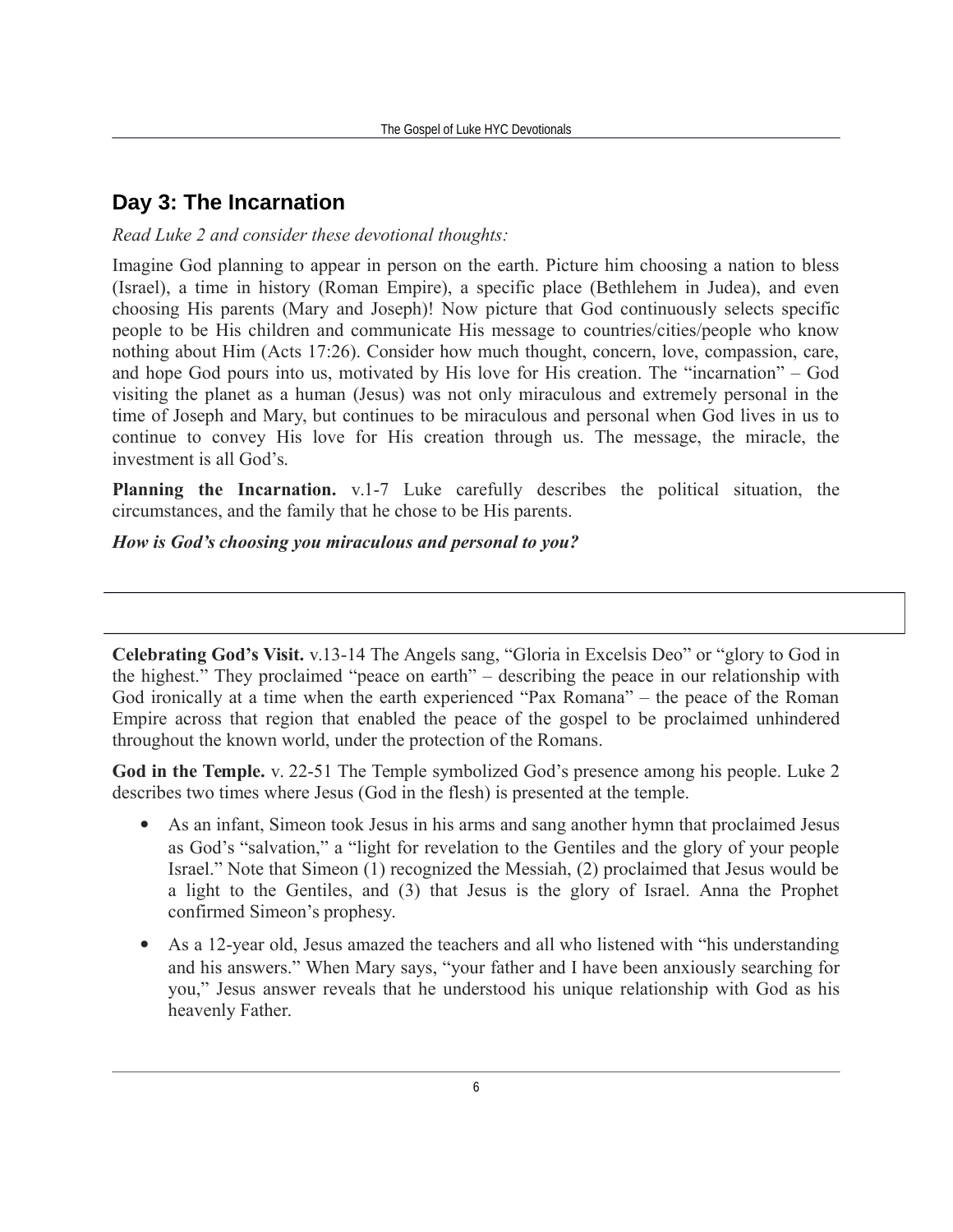## Day 3: The Incarnation

*Read Luke 2 and consider these devotional thoughts:*

Imagine God planning to appear in person on the earth. Picture him choosing a nation to bless (Israel), a time in history (Roman Empire), a specific place (Bethlehem in Judea), and even choosing His parents (Mary and Joseph)! Now picture that God continuously selects specific people to be His children and communicate His message to countries/cities/people who know nothing about Him (Acts 17:26). Consider how much thought, concern, love, compassion, care, and hope God pours into us, motivated by His love for His creation. The "incarnation" – God visiting the planet as a human (Jesus) was not only miraculous and extremely personal in the time of Joseph and Mary, but continues to be miraculous and personal when God lives in us to continue to convey His love for His creation through us. The message, the miracle, the investment is all God's.

**Planning the Incarnation.** v.1-7 Luke carefully describes the political situation, the circumstances, and the family that he chose to be His parents.

***How is God's choosing you miraculous and personal to you?***

**Celebrating God's Visit.** v.13-14 The Angels sang, "Gloria in Excelsis Deo" or "glory to God in the highest." They proclaimed "peace on earth" – describing the peace in our relationship with God ironically at a time when the earth experienced "Pax Romana" – the peace of the Roman Empire across that region that enabled the peace of the gospel to be proclaimed unhindered throughout the known world, under the protection of the Romans.

**God in the Temple.** v. 22-51 The Temple symbolized God's presence among his people. Luke 2 describes two times where Jesus (God in the flesh) is presented at the temple.

- As an infant, Simeon took Jesus in his arms and sang another hymn that proclaimed Jesus as God's "salvation," a "light for revelation to the Gentiles and the glory of your people Israel." Note that Simeon (1) recognized the Messiah, (2) proclaimed that Jesus would be a light to the Gentiles, and (3) that Jesus is the glory of Israel. Anna the Prophet confirmed Simeon's prophesy.
- As a 12-year old, Jesus amazed the teachers and all who listened with "his understanding and his answers." When Mary says, "your father and I have been anxiously searching for you," Jesus answer reveals that he understood his unique relationship with God as his heavenly Father.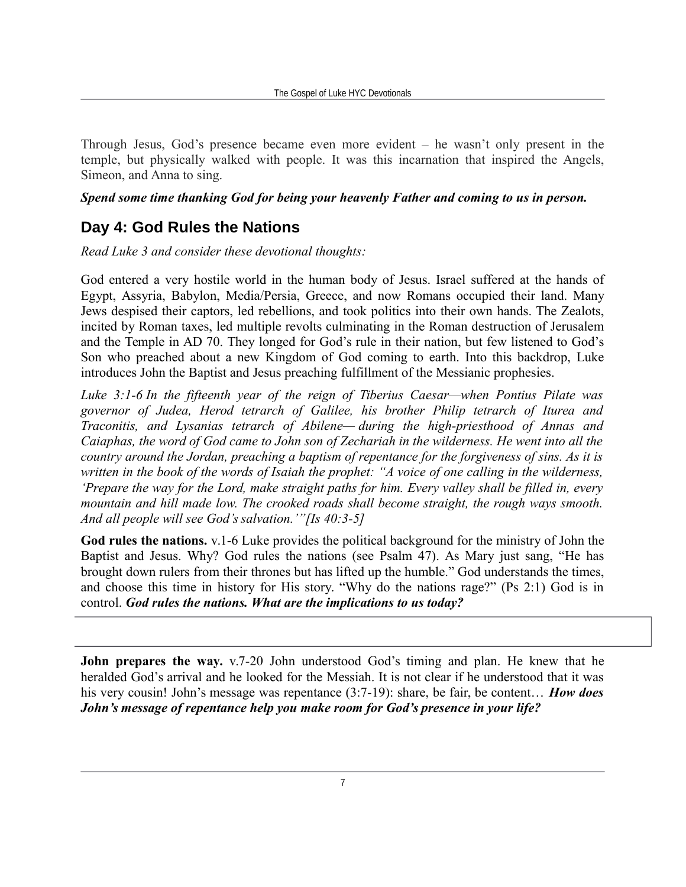Through Jesus, God's presence became even more evident – he wasn't only present in the temple, but physically walked with people. It was this incarnation that inspired the Angels, Simeon, and Anna to sing.

***Spend some time thanking God for being your heavenly Father and coming to us in person.***

## Day 4: God Rules the Nations

*Read Luke 3 and consider these devotional thoughts:*

God entered a very hostile world in the human body of Jesus. Israel suffered at the hands of Egypt, Assyria, Babylon, Media/Persia, Greece, and now Romans occupied their land. Many Jews despised their captors, led rebellions, and took politics into their own hands. The Zealots, incited by Roman taxes, led multiple revolts culminating in the Roman destruction of Jerusalem and the Temple in AD 70. They longed for God's rule in their nation, but few listened to God's Son who preached about a new Kingdom of God coming to earth. Into this backdrop, Luke introduces John the Baptist and Jesus preaching fulfillment of the Messianic prophesies.

*Luke 3:1-6 In the fifteenth year of the reign of Tiberius Caesar—when Pontius Pilate was governor of Judea, Herod tetrarch of Galilee, his brother Philip tetrarch of Iturea and Traconitis, and Lysanias tetrarch of Abilene— during the high-priesthood of Annas and Caiaphas, the word of God came to John son of Zechariah in the wilderness. He went into all the country around the Jordan, preaching a baptism of repentance for the forgiveness of sins. As it is written in the book of the words of Isaiah the prophet: "A voice of one calling in the wilderness, 'Prepare the way for the Lord, make straight paths for him. Every valley shall be filled in, every mountain and hill made low. The crooked roads shall become straight, the rough ways smooth. And all people will see God's salvation.'"[Is 40:3-5]*

**God rules the nations.** v.1-6 Luke provides the political background for the ministry of John the Baptist and Jesus. Why? God rules the nations (see Psalm 47). As Mary just sang, "He has brought down rulers from their thrones but has lifted up the humble." God understands the times, and choose this time in history for His story. "Why do the nations rage?" (Ps 2:1) God is in control. ***God rules the nations. What are the implications to us today?***

**John prepares the way.** v.7-20 John understood God's timing and plan. He knew that he heralded God's arrival and he looked for the Messiah. It is not clear if he understood that it was his very cousin! John's message was repentance (3:7-19): share, be fair, be content… ***How does John's message of repentance help you make room for God's presence in your life?***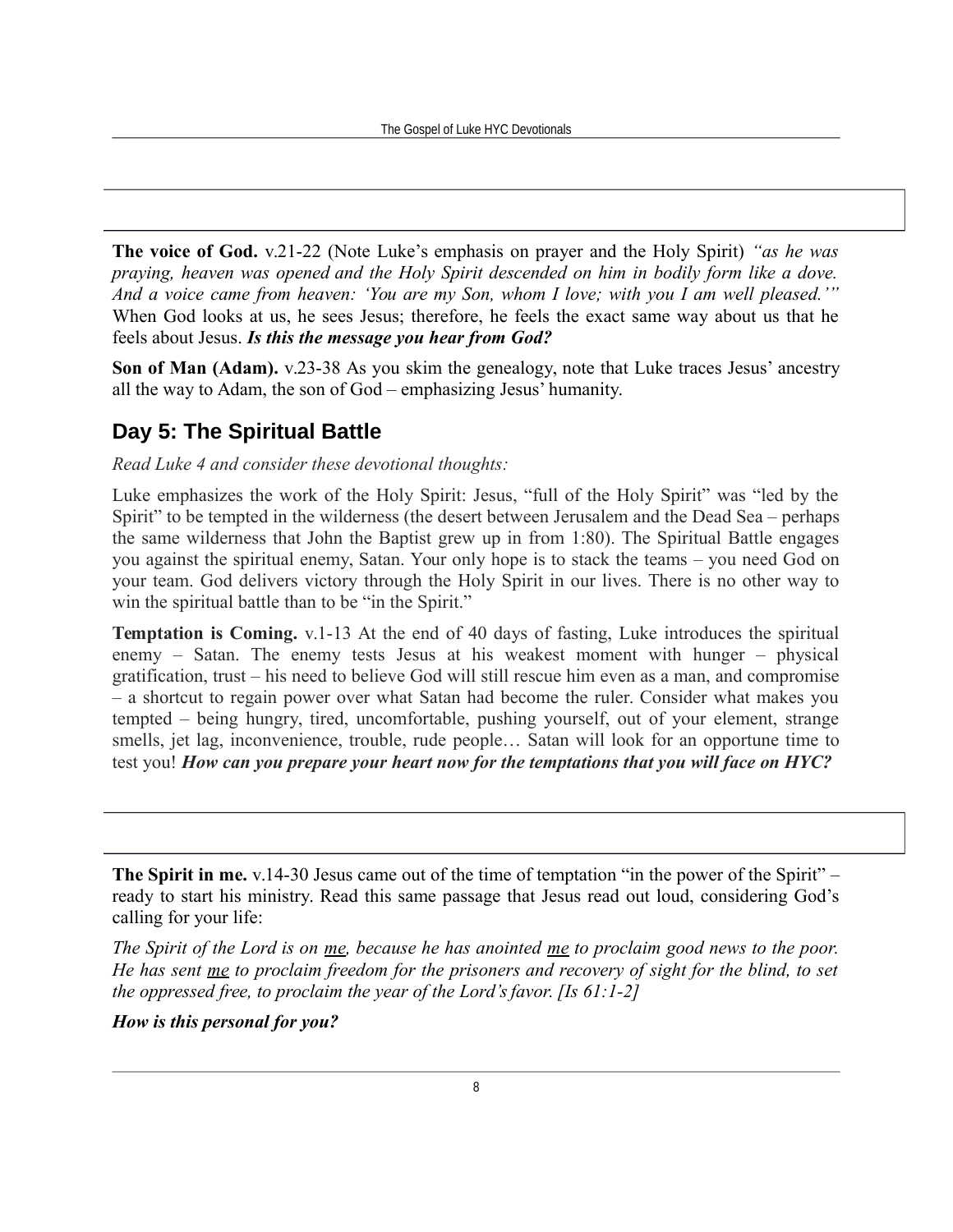**The voice of God.** v.21-22 (Note Luke's emphasis on prayer and the Holy Spirit) *"as he was praying, heaven was opened and the Holy Spirit descended on him in bodily form like a dove. And a voice came from heaven: 'You are my Son, whom I love; with you I am well pleased.'"* When God looks at us, he sees Jesus; therefore, he feels the exact same way about us that he feels about Jesus. ***Is this the message you hear from God?***

**Son of Man (Adam).** v.23-38 As you skim the genealogy, note that Luke traces Jesus' ancestry all the way to Adam, the son of God – emphasizing Jesus' humanity.

## Day 5: The Spiritual Battle

*Read Luke 4 and consider these devotional thoughts:*

Luke emphasizes the work of the Holy Spirit: Jesus, "full of the Holy Spirit" was "led by the Spirit" to be tempted in the wilderness (the desert between Jerusalem and the Dead Sea – perhaps the same wilderness that John the Baptist grew up in from 1:80). The Spiritual Battle engages you against the spiritual enemy, Satan. Your only hope is to stack the teams – you need God on your team. God delivers victory through the Holy Spirit in our lives. There is no other way to win the spiritual battle than to be "in the Spirit."

**Temptation is Coming.** v.1-13 At the end of 40 days of fasting, Luke introduces the spiritual enemy – Satan. The enemy tests Jesus at his weakest moment with hunger – physical gratification, trust – his need to believe God will still rescue him even as a man, and compromise – a shortcut to regain power over what Satan had become the ruler. Consider what makes you tempted – being hungry, tired, uncomfortable, pushing yourself, out of your element, strange smells, jet lag, inconvenience, trouble, rude people… Satan will look for an opportune time to test you! ***How can you prepare your heart now for the temptations that you will face on HYC?***

**The Spirit in me.** v.14-30 Jesus came out of the time of temptation "in the power of the Spirit" – ready to start his ministry. Read this same passage that Jesus read out loud, considering God's calling for your life:

*The Spirit of the Lord is on <u>me</u>, because he has anointed <u>me</u> to proclaim good news to the poor. He has sent <u>me</u> to proclaim freedom for the prisoners and recovery of sight for the blind, to set the oppressed free, to proclaim the year of the Lord's favor. [Is 61:1-2]*

***How is this personal for you?***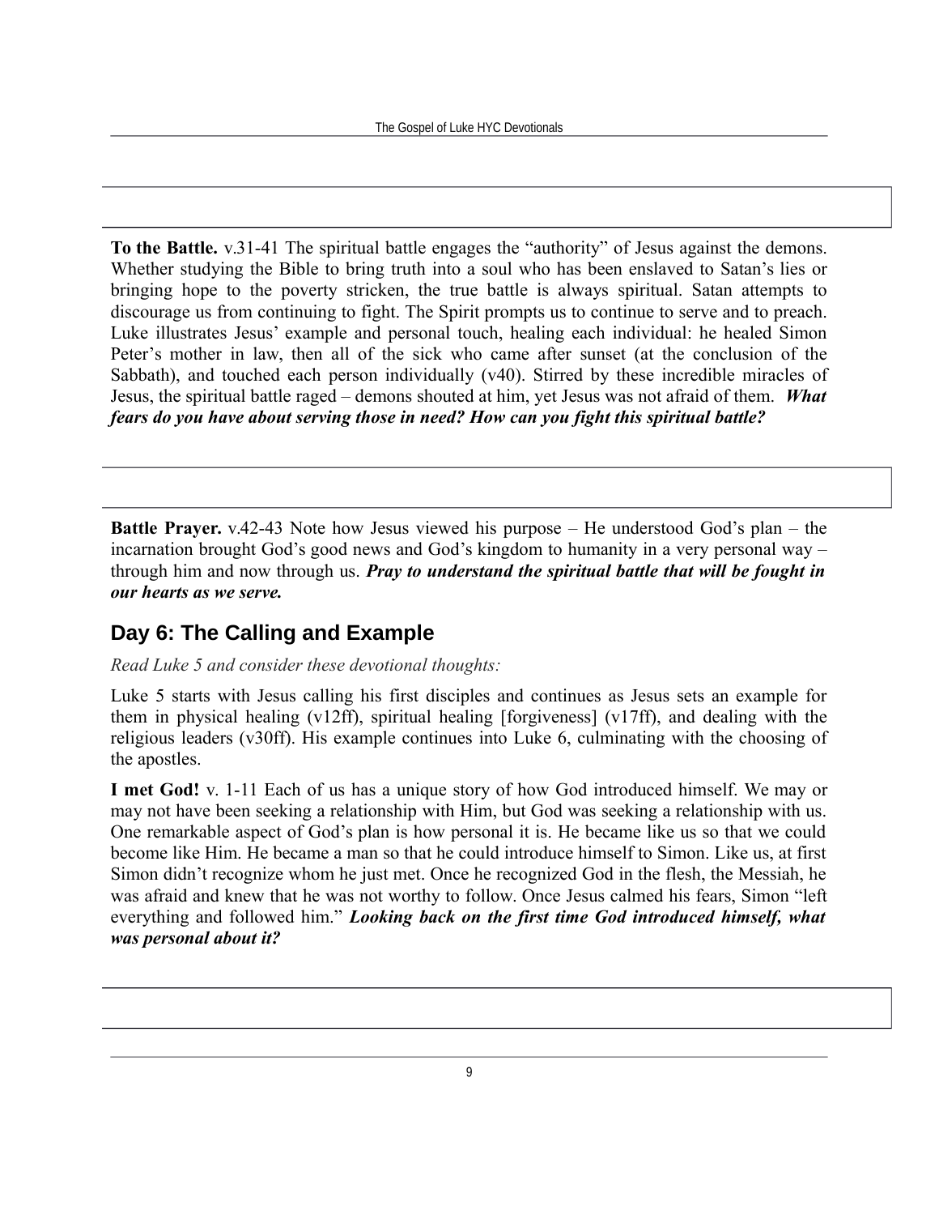**To the Battle.** v.31-41 The spiritual battle engages the "authority" of Jesus against the demons. Whether studying the Bible to bring truth into a soul who has been enslaved to Satan's lies or bringing hope to the poverty stricken, the true battle is always spiritual. Satan attempts to discourage us from continuing to fight. The Spirit prompts us to continue to serve and to preach. Luke illustrates Jesus' example and personal touch, healing each individual: he healed Simon Peter's mother in law, then all of the sick who came after sunset (at the conclusion of the Sabbath), and touched each person individually (v40). Stirred by these incredible miracles of Jesus, the spiritual battle raged – demons shouted at him, yet Jesus was not afraid of them. ***What fears do you have about serving those in need? How can you fight this spiritual battle?***

**Battle Prayer.** v.42-43 Note how Jesus viewed his purpose – He understood God's plan – the incarnation brought God's good news and God's kingdom to humanity in a very personal way – through him and now through us. ***Pray to understand the spiritual battle that will be fought in our hearts as we serve.***

## Day 6: The Calling and Example

*Read Luke 5 and consider these devotional thoughts:*

Luke 5 starts with Jesus calling his first disciples and continues as Jesus sets an example for them in physical healing (v12ff), spiritual healing [forgiveness] (v17ff), and dealing with the religious leaders (v30ff). His example continues into Luke 6, culminating with the choosing of the apostles.

**I met God!** v. 1-11 Each of us has a unique story of how God introduced himself. We may or may not have been seeking a relationship with Him, but God was seeking a relationship with us. One remarkable aspect of God's plan is how personal it is. He became like us so that we could become like Him. He became a man so that he could introduce himself to Simon. Like us, at first Simon didn't recognize whom he just met. Once he recognized God in the flesh, the Messiah, he was afraid and knew that he was not worthy to follow. Once Jesus calmed his fears, Simon "left everything and followed him." ***Looking back on the first time God introduced himself, what was personal about it?***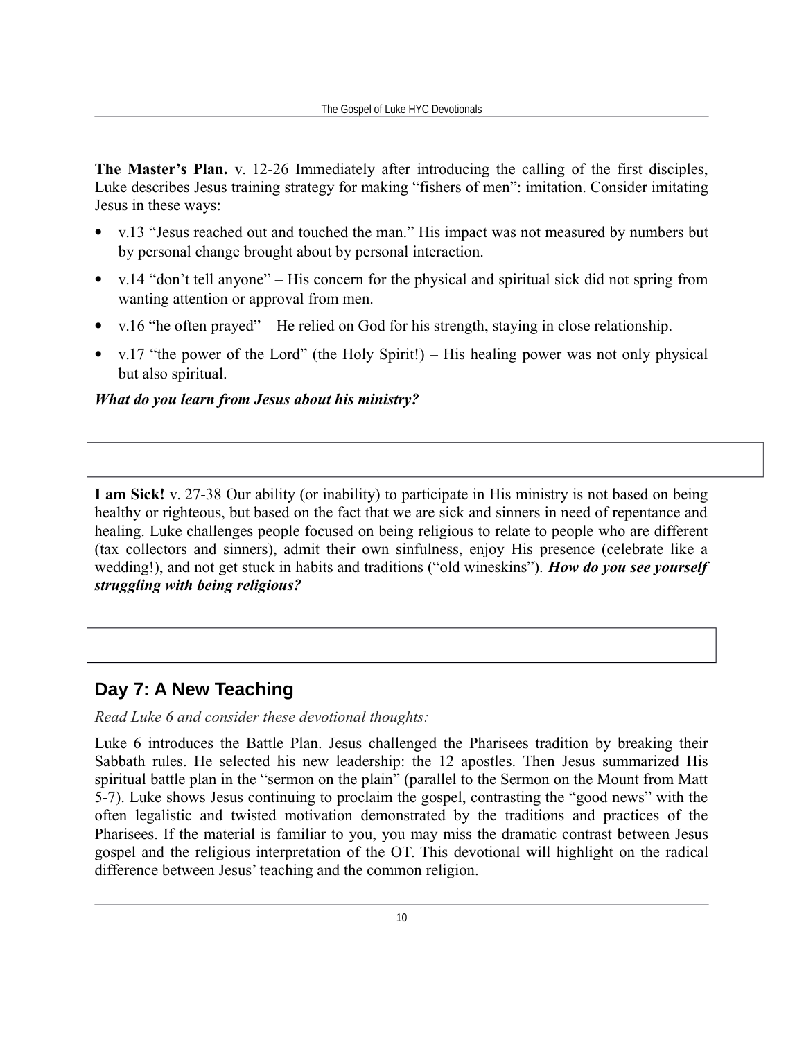**The Master's Plan.** v. 12-26 Immediately after introducing the calling of the first disciples, Luke describes Jesus training strategy for making "fishers of men": imitation. Consider imitating Jesus in these ways:

- v.13 "Jesus reached out and touched the man." His impact was not measured by numbers but by personal change brought about by personal interaction.
- v.14 "don't tell anyone" – His concern for the physical and spiritual sick did not spring from wanting attention or approval from men.
- v.16 "he often prayed" – He relied on God for his strength, staying in close relationship.
- v.17 "the power of the Lord" (the Holy Spirit!) – His healing power was not only physical but also spiritual.

***What do you learn from Jesus about his ministry?***

**I am Sick!** v. 27-38 Our ability (or inability) to participate in His ministry is not based on being healthy or righteous, but based on the fact that we are sick and sinners in need of repentance and healing. Luke challenges people focused on being religious to relate to people who are different (tax collectors and sinners), admit their own sinfulness, enjoy His presence (celebrate like a wedding!), and not get stuck in habits and traditions ("old wineskins"). ***How do you see yourself struggling with being religious?***

## Day 7: A New Teaching

*Read Luke 6 and consider these devotional thoughts:*

Luke 6 introduces the Battle Plan. Jesus challenged the Pharisees tradition by breaking their Sabbath rules. He selected his new leadership: the 12 apostles. Then Jesus summarized His spiritual battle plan in the "sermon on the plain" (parallel to the Sermon on the Mount from Matt 5-7). Luke shows Jesus continuing to proclaim the gospel, contrasting the "good news" with the often legalistic and twisted motivation demonstrated by the traditions and practices of the Pharisees. If the material is familiar to you, you may miss the dramatic contrast between Jesus gospel and the religious interpretation of the OT. This devotional will highlight on the radical difference between Jesus' teaching and the common religion.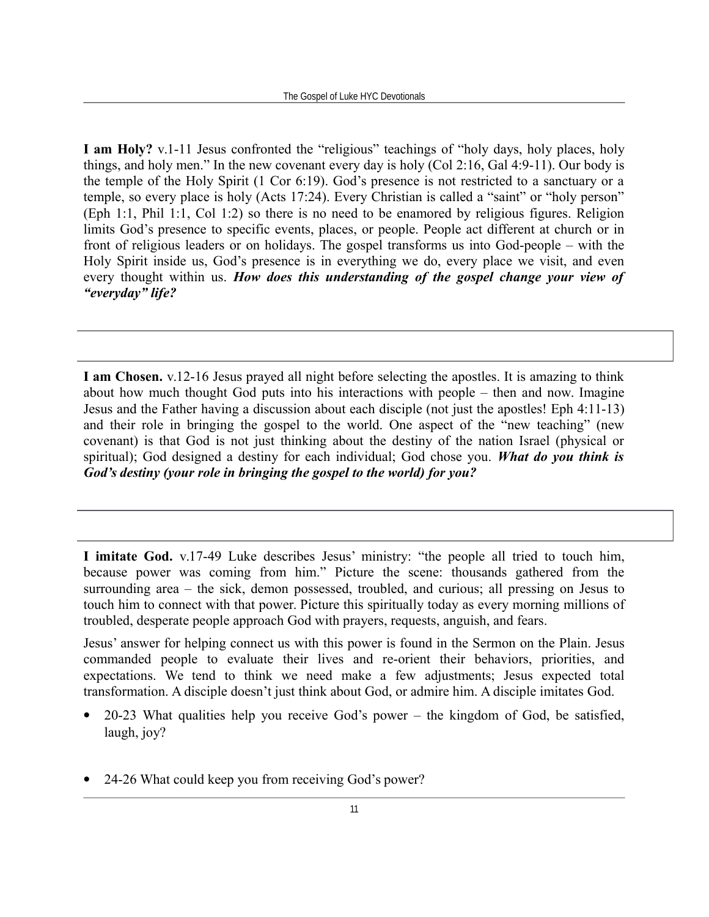**I am Holy?** v.1-11 Jesus confronted the "religious" teachings of "holy days, holy places, holy things, and holy men." In the new covenant every day is holy (Col 2:16, Gal 4:9-11). Our body is the temple of the Holy Spirit (1 Cor 6:19). God's presence is not restricted to a sanctuary or a temple, so every place is holy (Acts 17:24). Every Christian is called a "saint" or "holy person" (Eph 1:1, Phil 1:1, Col 1:2) so there is no need to be enamored by religious figures. Religion limits God's presence to specific events, places, or people. People act different at church or in front of religious leaders or on holidays. The gospel transforms us into God-people – with the Holy Spirit inside us, God's presence is in everything we do, every place we visit, and even every thought within us. ***How does this understanding of the gospel change your view of "everyday" life?***

**I am Chosen.** v.12-16 Jesus prayed all night before selecting the apostles. It is amazing to think about how much thought God puts into his interactions with people – then and now. Imagine Jesus and the Father having a discussion about each disciple (not just the apostles! Eph 4:11-13) and their role in bringing the gospel to the world. One aspect of the "new teaching" (new covenant) is that God is not just thinking about the destiny of the nation Israel (physical or spiritual); God designed a destiny for each individual; God chose you. ***What do you think is God's destiny (your role in bringing the gospel to the world) for you?***

**I imitate God.** v.17-49 Luke describes Jesus' ministry: "the people all tried to touch him, because power was coming from him." Picture the scene: thousands gathered from the surrounding area – the sick, demon possessed, troubled, and curious; all pressing on Jesus to touch him to connect with that power. Picture this spiritually today as every morning millions of troubled, desperate people approach God with prayers, requests, anguish, and fears.

Jesus' answer for helping connect us with this power is found in the Sermon on the Plain. Jesus commanded people to evaluate their lives and re-orient their behaviors, priorities, and expectations. We tend to think we need make a few adjustments; Jesus expected total transformation. A disciple doesn't just think about God, or admire him. A disciple imitates God.

- 20-23 What qualities help you receive God's power – the kingdom of God, be satisfied, laugh, joy?

- 24-26 What could keep you from receiving God's power?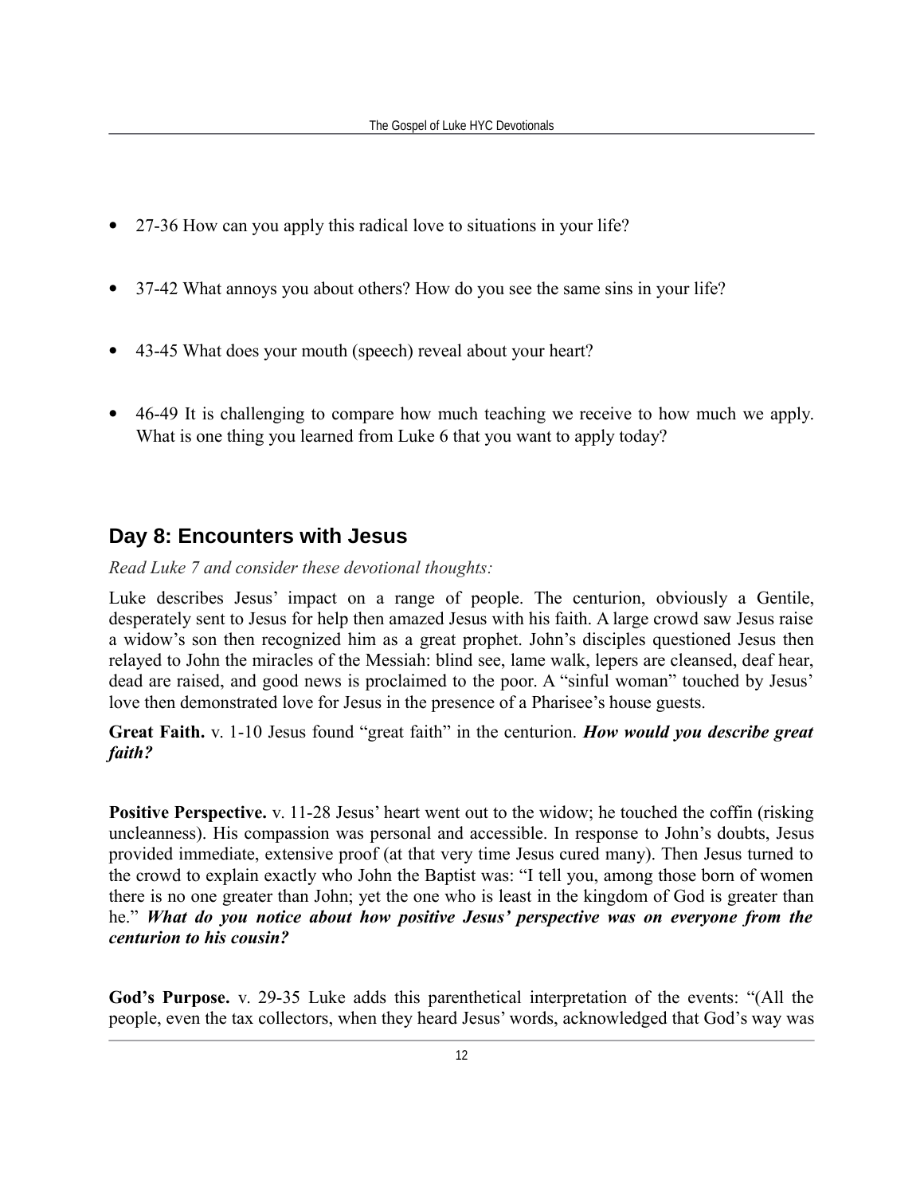- 27-36 How can you apply this radical love to situations in your life?

- 37-42 What annoys you about others? How do you see the same sins in your life?

- 43-45 What does your mouth (speech) reveal about your heart?

- 46-49 It is challenging to compare how much teaching we receive to how much we apply. What is one thing you learned from Luke 6 that you want to apply today?

## Day 8: Encounters with Jesus

*Read Luke 7 and consider these devotional thoughts:*

Luke describes Jesus' impact on a range of people. The centurion, obviously a Gentile, desperately sent to Jesus for help then amazed Jesus with his faith. A large crowd saw Jesus raise a widow's son then recognized him as a great prophet. John's disciples questioned Jesus then relayed to John the miracles of the Messiah: blind see, lame walk, lepers are cleansed, deaf hear, dead are raised, and good news is proclaimed to the poor. A "sinful woman" touched by Jesus' love then demonstrated love for Jesus in the presence of a Pharisee's house guests.

**Great Faith.** v. 1-10 Jesus found "great faith" in the centurion. ***How would you describe great faith?***

**Positive Perspective.** v. 11-28 Jesus' heart went out to the widow; he touched the coffin (risking uncleanness). His compassion was personal and accessible. In response to John's doubts, Jesus provided immediate, extensive proof (at that very time Jesus cured many). Then Jesus turned to the crowd to explain exactly who John the Baptist was: "I tell you, among those born of women there is no one greater than John; yet the one who is least in the kingdom of God is greater than he." ***What do you notice about how positive Jesus' perspective was on everyone from the centurion to his cousin?***

**God's Purpose.** v. 29-35 Luke adds this parenthetical interpretation of the events: "(All the people, even the tax collectors, when they heard Jesus' words, acknowledged that God's way was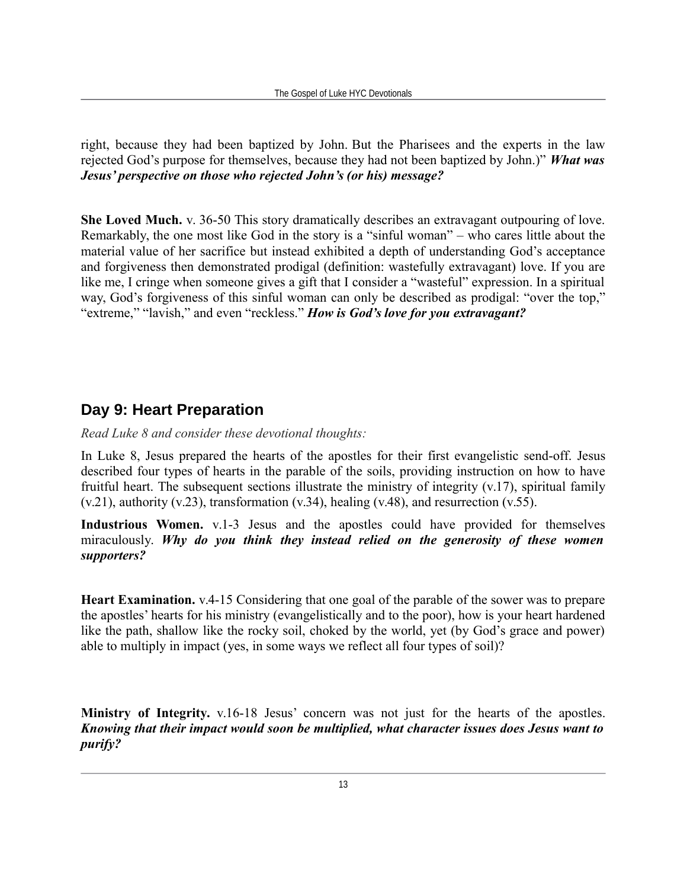right, because they had been baptized by John. But the Pharisees and the experts in the law rejected God's purpose for themselves, because they had not been baptized by John.)" ***What was Jesus' perspective on those who rejected John's (or his) message?***

**She Loved Much.** v. 36-50 This story dramatically describes an extravagant outpouring of love. Remarkably, the one most like God in the story is a "sinful woman" – who cares little about the material value of her sacrifice but instead exhibited a depth of understanding God's acceptance and forgiveness then demonstrated prodigal (definition: wastefully extravagant) love. If you are like me, I cringe when someone gives a gift that I consider a "wasteful" expression. In a spiritual way, God's forgiveness of this sinful woman can only be described as prodigal: "over the top," "extreme," "lavish," and even "reckless." ***How is God's love for you extravagant?***

## Day 9: Heart Preparation

*Read Luke 8 and consider these devotional thoughts:*

In Luke 8, Jesus prepared the hearts of the apostles for their first evangelistic send-off. Jesus described four types of hearts in the parable of the soils, providing instruction on how to have fruitful heart. The subsequent sections illustrate the ministry of integrity (v.17), spiritual family (v.21), authority (v.23), transformation (v.34), healing (v.48), and resurrection (v.55).

**Industrious Women.** v.1-3 Jesus and the apostles could have provided for themselves miraculously. ***Why do you think they instead relied on the generosity of these women supporters?***

**Heart Examination.** v.4-15 Considering that one goal of the parable of the sower was to prepare the apostles' hearts for his ministry (evangelistically and to the poor), how is your heart hardened like the path, shallow like the rocky soil, choked by the world, yet (by God's grace and power) able to multiply in impact (yes, in some ways we reflect all four types of soil)?

**Ministry of Integrity.** v.16-18 Jesus' concern was not just for the hearts of the apostles. ***Knowing that their impact would soon be multiplied, what character issues does Jesus want to purify?***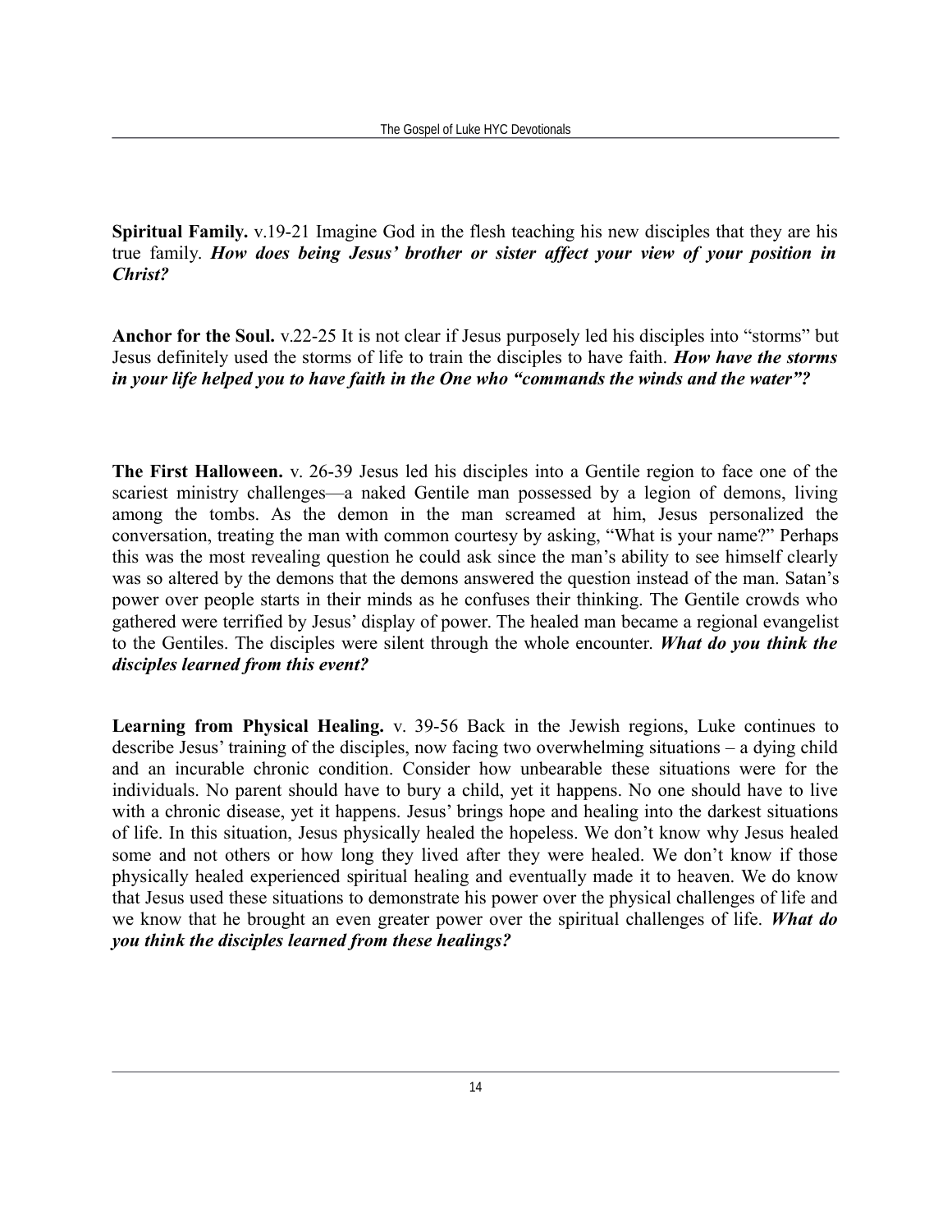**Spiritual Family.** v.19-21 Imagine God in the flesh teaching his new disciples that they are his true family. ***How does being Jesus' brother or sister affect your view of your position in Christ?***

**Anchor for the Soul.** v.22-25 It is not clear if Jesus purposely led his disciples into "storms" but Jesus definitely used the storms of life to train the disciples to have faith. ***How have the storms in your life helped you to have faith in the One who "commands the winds and the water"?***

**The First Halloween.** v. 26-39 Jesus led his disciples into a Gentile region to face one of the scariest ministry challenges—a naked Gentile man possessed by a legion of demons, living among the tombs. As the demon in the man screamed at him, Jesus personalized the conversation, treating the man with common courtesy by asking, "What is your name?" Perhaps this was the most revealing question he could ask since the man's ability to see himself clearly was so altered by the demons that the demons answered the question instead of the man. Satan's power over people starts in their minds as he confuses their thinking. The Gentile crowds who gathered were terrified by Jesus' display of power. The healed man became a regional evangelist to the Gentiles. The disciples were silent through the whole encounter. ***What do you think the disciples learned from this event?***

**Learning from Physical Healing.** v. 39-56 Back in the Jewish regions, Luke continues to describe Jesus' training of the disciples, now facing two overwhelming situations – a dying child and an incurable chronic condition. Consider how unbearable these situations were for the individuals. No parent should have to bury a child, yet it happens. No one should have to live with a chronic disease, yet it happens. Jesus' brings hope and healing into the darkest situations of life. In this situation, Jesus physically healed the hopeless. We don't know why Jesus healed some and not others or how long they lived after they were healed. We don't know if those physically healed experienced spiritual healing and eventually made it to heaven. We do know that Jesus used these situations to demonstrate his power over the physical challenges of life and we know that he brought an even greater power over the spiritual challenges of life. ***What do you think the disciples learned from these healings?***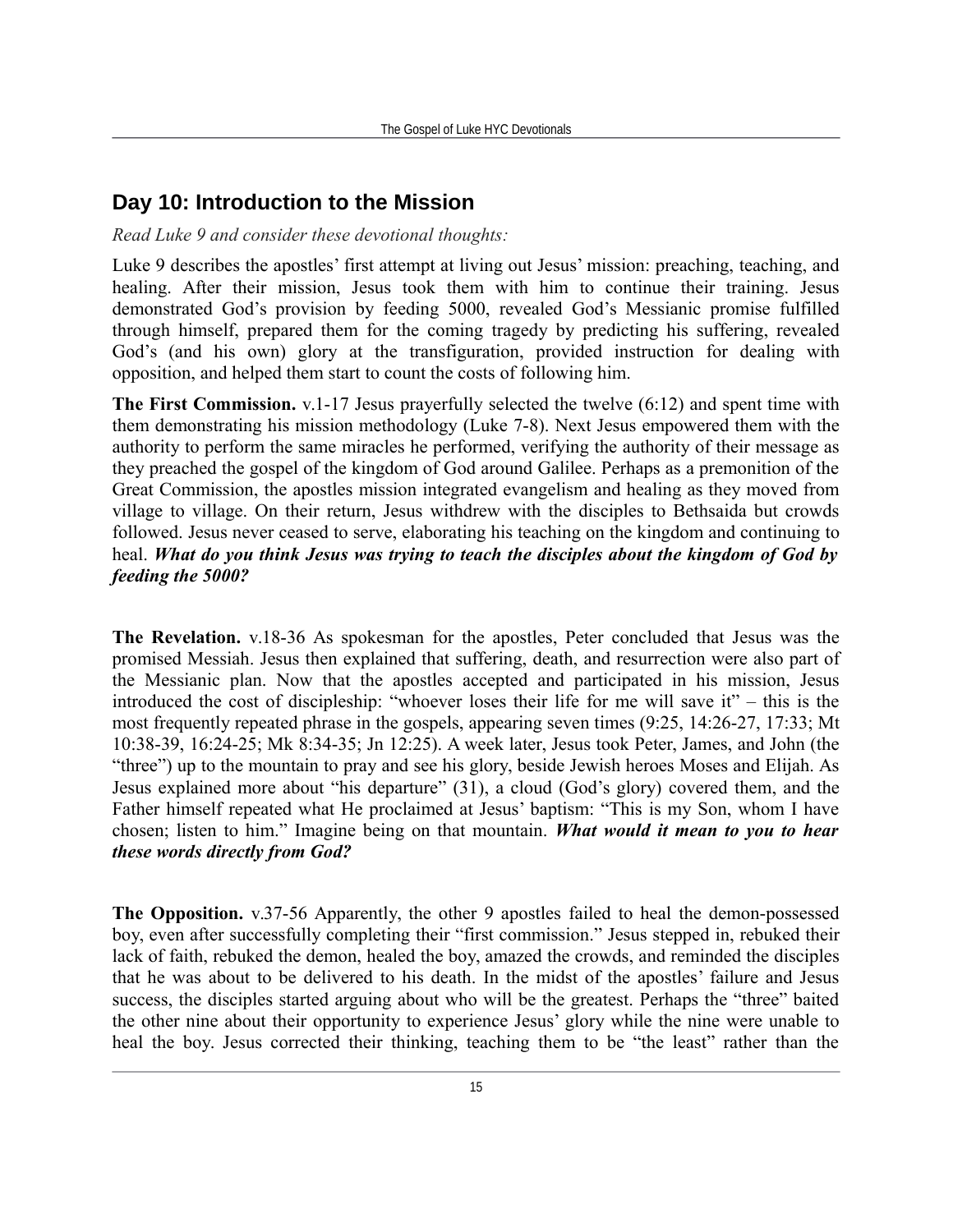## Day 10: Introduction to the Mission

*Read Luke 9 and consider these devotional thoughts:*

Luke 9 describes the apostles' first attempt at living out Jesus' mission: preaching, teaching, and healing. After their mission, Jesus took them with him to continue their training. Jesus demonstrated God's provision by feeding 5000, revealed God's Messianic promise fulfilled through himself, prepared them for the coming tragedy by predicting his suffering, revealed God's (and his own) glory at the transfiguration, provided instruction for dealing with opposition, and helped them start to count the costs of following him.

**The First Commission.** v.1-17 Jesus prayerfully selected the twelve (6:12) and spent time with them demonstrating his mission methodology (Luke 7-8). Next Jesus empowered them with the authority to perform the same miracles he performed, verifying the authority of their message as they preached the gospel of the kingdom of God around Galilee. Perhaps as a premonition of the Great Commission, the apostles mission integrated evangelism and healing as they moved from village to village. On their return, Jesus withdrew with the disciples to Bethsaida but crowds followed. Jesus never ceased to serve, elaborating his teaching on the kingdom and continuing to heal. ***What do you think Jesus was trying to teach the disciples about the kingdom of God by feeding the 5000?***

**The Revelation.** v.18-36 As spokesman for the apostles, Peter concluded that Jesus was the promised Messiah. Jesus then explained that suffering, death, and resurrection were also part of the Messianic plan. Now that the apostles accepted and participated in his mission, Jesus introduced the cost of discipleship: "whoever loses their life for me will save it" – this is the most frequently repeated phrase in the gospels, appearing seven times (9:25, 14:26-27, 17:33; Mt 10:38-39, 16:24-25; Mk 8:34-35; Jn 12:25). A week later, Jesus took Peter, James, and John (the "three") up to the mountain to pray and see his glory, beside Jewish heroes Moses and Elijah. As Jesus explained more about "his departure" (31), a cloud (God's glory) covered them, and the Father himself repeated what He proclaimed at Jesus' baptism: "This is my Son, whom I have chosen; listen to him." Imagine being on that mountain. ***What would it mean to you to hear these words directly from God?***

**The Opposition.** v.37-56 Apparently, the other 9 apostles failed to heal the demon-possessed boy, even after successfully completing their "first commission." Jesus stepped in, rebuked their lack of faith, rebuked the demon, healed the boy, amazed the crowds, and reminded the disciples that he was about to be delivered to his death. In the midst of the apostles' failure and Jesus success, the disciples started arguing about who will be the greatest. Perhaps the "three" baited the other nine about their opportunity to experience Jesus' glory while the nine were unable to heal the boy. Jesus corrected their thinking, teaching them to be "the least" rather than the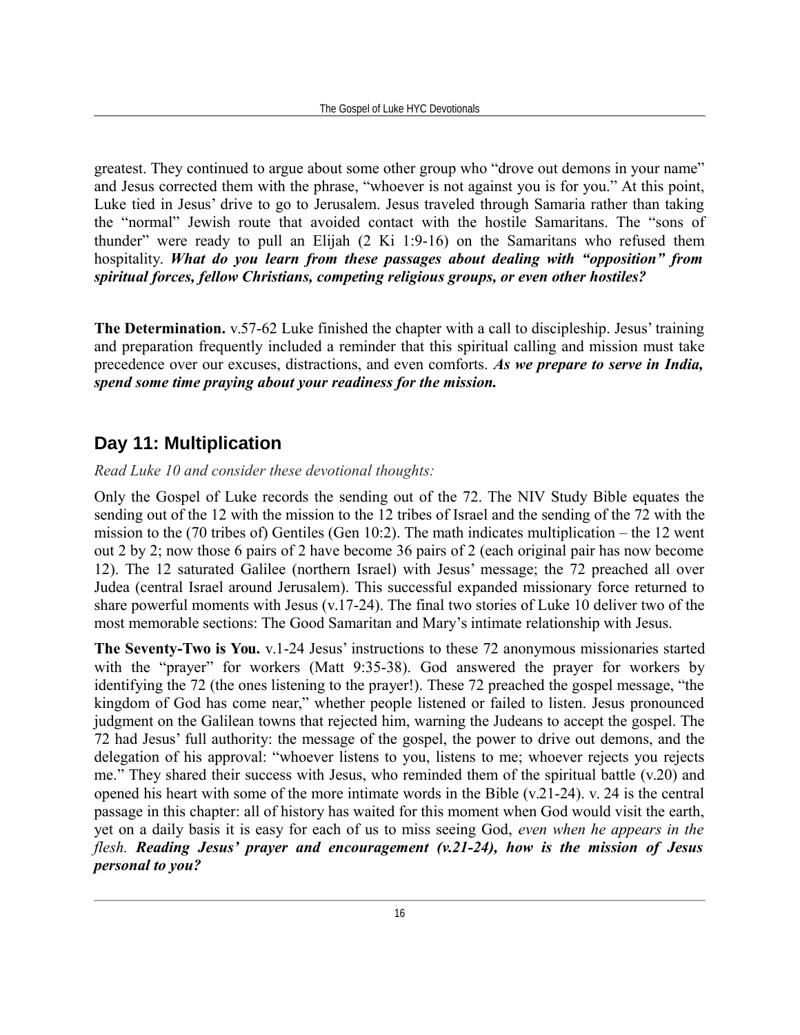greatest. They continued to argue about some other group who "drove out demons in your name" and Jesus corrected them with the phrase, "whoever is not against you is for you." At this point, Luke tied in Jesus' drive to go to Jerusalem. Jesus traveled through Samaria rather than taking the "normal" Jewish route that avoided contact with the hostile Samaritans. The "sons of thunder" were ready to pull an Elijah (2 Ki 1:9-16) on the Samaritans who refused them hospitality. ***What do you learn from these passages about dealing with "opposition" from spiritual forces, fellow Christians, competing religious groups, or even other hostiles?***

**The Determination.** v.57-62 Luke finished the chapter with a call to discipleship. Jesus' training and preparation frequently included a reminder that this spiritual calling and mission must take precedence over our excuses, distractions, and even comforts. ***As we prepare to serve in India, spend some time praying about your readiness for the mission.***

## Day 11: Multiplication

*Read Luke 10 and consider these devotional thoughts:*

Only the Gospel of Luke records the sending out of the 72. The NIV Study Bible equates the sending out of the 12 with the mission to the 12 tribes of Israel and the sending of the 72 with the mission to the (70 tribes of) Gentiles (Gen 10:2). The math indicates multiplication – the 12 went out 2 by 2; now those 6 pairs of 2 have become 36 pairs of 2 (each original pair has now become 12). The 12 saturated Galilee (northern Israel) with Jesus' message; the 72 preached all over Judea (central Israel around Jerusalem). This successful expanded missionary force returned to share powerful moments with Jesus (v.17-24). The final two stories of Luke 10 deliver two of the most memorable sections: The Good Samaritan and Mary's intimate relationship with Jesus.

**The Seventy-Two is You.** v.1-24 Jesus' instructions to these 72 anonymous missionaries started with the "prayer" for workers (Matt 9:35-38). God answered the prayer for workers by identifying the 72 (the ones listening to the prayer!). These 72 preached the gospel message, "the kingdom of God has come near," whether people listened or failed to listen. Jesus pronounced judgment on the Galilean towns that rejected him, warning the Judeans to accept the gospel. The 72 had Jesus' full authority: the message of the gospel, the power to drive out demons, and the delegation of his approval: "whoever listens to you, listens to me; whoever rejects you rejects me." They shared their success with Jesus, who reminded them of the spiritual battle (v.20) and opened his heart with some of the more intimate words in the Bible (v.21-24). v. 24 is the central passage in this chapter: all of history has waited for this moment when God would visit the earth, yet on a daily basis it is easy for each of us to miss seeing God, *even when he appears in the flesh.* ***Reading Jesus' prayer and encouragement (v.21-24), how is the mission of Jesus personal to you?***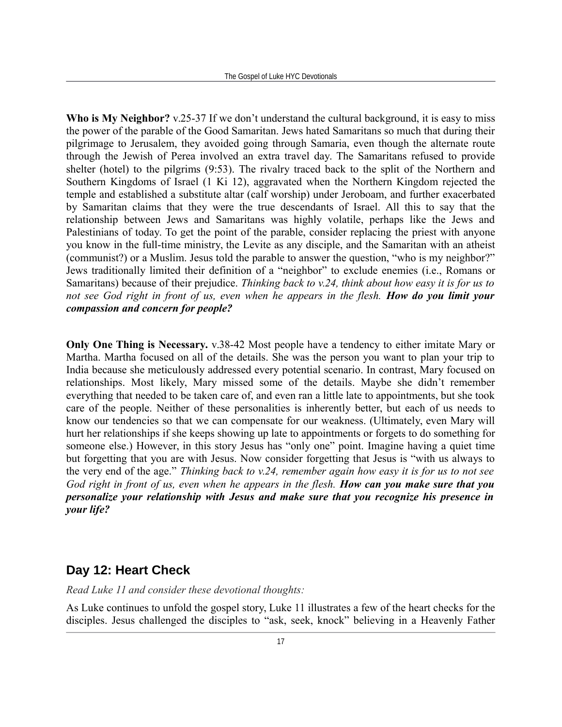**Who is My Neighbor?** v.25-37 If we don't understand the cultural background, it is easy to miss the power of the parable of the Good Samaritan. Jews hated Samaritans so much that during their pilgrimage to Jerusalem, they avoided going through Samaria, even though the alternate route through the Jewish of Perea involved an extra travel day. The Samaritans refused to provide shelter (hotel) to the pilgrims (9:53). The rivalry traced back to the split of the Northern and Southern Kingdoms of Israel (1 Ki 12), aggravated when the Northern Kingdom rejected the temple and established a substitute altar (calf worship) under Jeroboam, and further exacerbated by Samaritan claims that they were the true descendants of Israel. All this to say that the relationship between Jews and Samaritans was highly volatile, perhaps like the Jews and Palestinians of today. To get the point of the parable, consider replacing the priest with anyone you know in the full-time ministry, the Levite as any disciple, and the Samaritan with an atheist (communist?) or a Muslim. Jesus told the parable to answer the question, "who is my neighbor?" Jews traditionally limited their definition of a "neighbor" to exclude enemies (i.e., Romans or Samaritans) because of their prejudice. *Thinking back to v.24, think about how easy it is for us to not see God right in front of us, even when he appears in the flesh.* ***How do you limit your compassion and concern for people?***

**Only One Thing is Necessary.** v.38-42 Most people have a tendency to either imitate Mary or Martha. Martha focused on all of the details. She was the person you want to plan your trip to India because she meticulously addressed every potential scenario. In contrast, Mary focused on relationships. Most likely, Mary missed some of the details. Maybe she didn't remember everything that needed to be taken care of, and even ran a little late to appointments, but she took care of the people. Neither of these personalities is inherently better, but each of us needs to know our tendencies so that we can compensate for our weakness. (Ultimately, even Mary will hurt her relationships if she keeps showing up late to appointments or forgets to do something for someone else.) However, in this story Jesus has "only one" point. Imagine having a quiet time but forgetting that you are with Jesus. Now consider forgetting that Jesus is "with us always to the very end of the age." *Thinking back to v.24, remember again how easy it is for us to not see God right in front of us, even when he appears in the flesh.* ***How can you make sure that you personalize your relationship with Jesus and make sure that you recognize his presence in your life?***

## Day 12: Heart Check

*Read Luke 11 and consider these devotional thoughts:*

As Luke continues to unfold the gospel story, Luke 11 illustrates a few of the heart checks for the disciples. Jesus challenged the disciples to "ask, seek, knock" believing in a Heavenly Father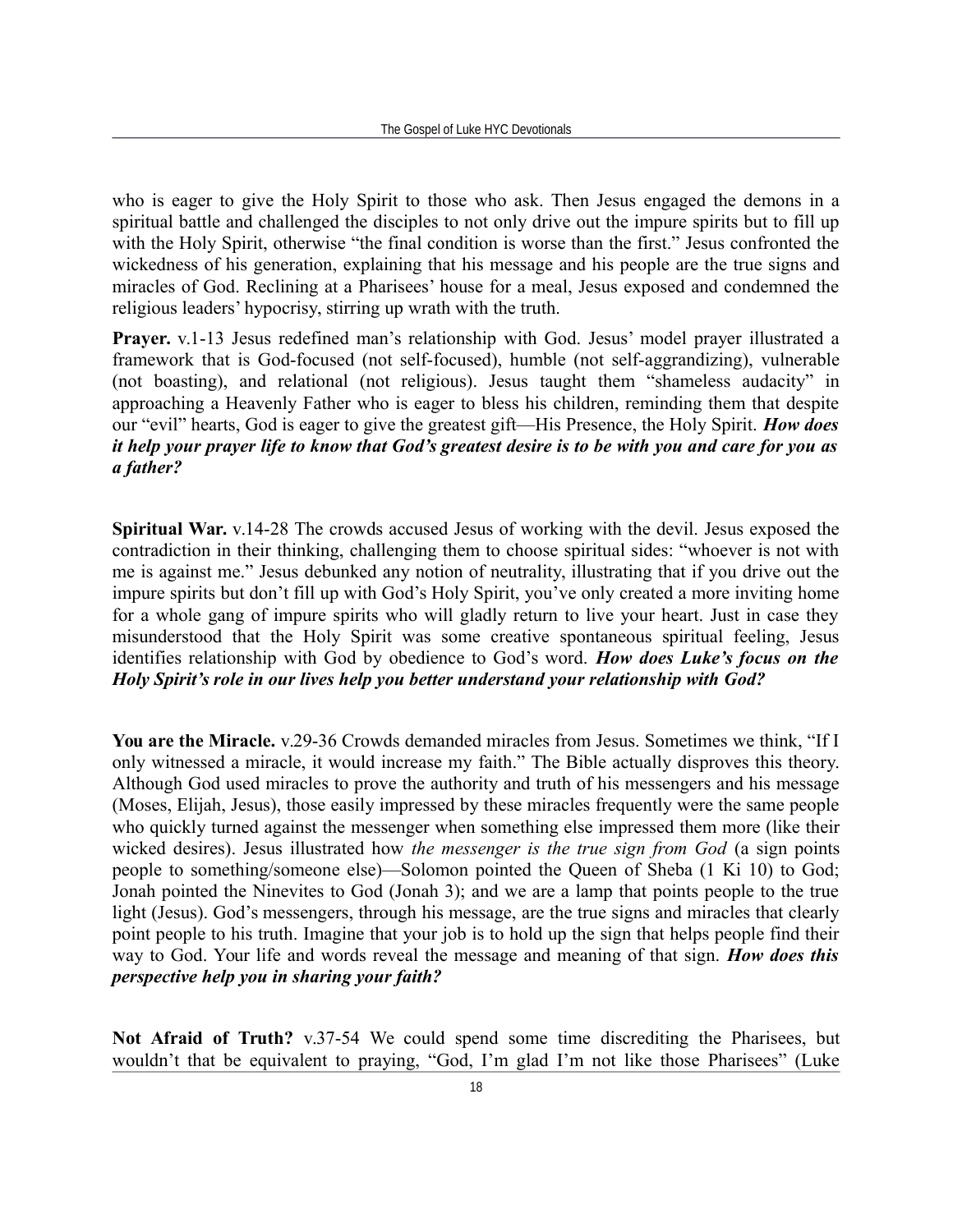who is eager to give the Holy Spirit to those who ask. Then Jesus engaged the demons in a spiritual battle and challenged the disciples to not only drive out the impure spirits but to fill up with the Holy Spirit, otherwise "the final condition is worse than the first." Jesus confronted the wickedness of his generation, explaining that his message and his people are the true signs and miracles of God. Reclining at a Pharisees' house for a meal, Jesus exposed and condemned the religious leaders' hypocrisy, stirring up wrath with the truth.

**Prayer.** v.1-13 Jesus redefined man's relationship with God. Jesus' model prayer illustrated a framework that is God-focused (not self-focused), humble (not self-aggrandizing), vulnerable (not boasting), and relational (not religious). Jesus taught them "shameless audacity" in approaching a Heavenly Father who is eager to bless his children, reminding them that despite our "evil" hearts, God is eager to give the greatest gift—His Presence, the Holy Spirit. ***How does it help your prayer life to know that God's greatest desire is to be with you and care for you as a father?***

**Spiritual War.** v.14-28 The crowds accused Jesus of working with the devil. Jesus exposed the contradiction in their thinking, challenging them to choose spiritual sides: "whoever is not with me is against me." Jesus debunked any notion of neutrality, illustrating that if you drive out the impure spirits but don't fill up with God's Holy Spirit, you've only created a more inviting home for a whole gang of impure spirits who will gladly return to live your heart. Just in case they misunderstood that the Holy Spirit was some creative spontaneous spiritual feeling, Jesus identifies relationship with God by obedience to God's word. ***How does Luke's focus on the Holy Spirit's role in our lives help you better understand your relationship with God?***

**You are the Miracle.** v.29-36 Crowds demanded miracles from Jesus. Sometimes we think, "If I only witnessed a miracle, it would increase my faith." The Bible actually disproves this theory. Although God used miracles to prove the authority and truth of his messengers and his message (Moses, Elijah, Jesus), those easily impressed by these miracles frequently were the same people who quickly turned against the messenger when something else impressed them more (like their wicked desires). Jesus illustrated how *the messenger is the true sign from God* (a sign points people to something/someone else)—Solomon pointed the Queen of Sheba (1 Ki 10) to God; Jonah pointed the Ninevites to God (Jonah 3); and we are a lamp that points people to the true light (Jesus). God's messengers, through his message, are the true signs and miracles that clearly point people to his truth. Imagine that your job is to hold up the sign that helps people find their way to God. Your life and words reveal the message and meaning of that sign. ***How does this perspective help you in sharing your faith?***

**Not Afraid of Truth?** v.37-54 We could spend some time discrediting the Pharisees, but wouldn't that be equivalent to praying, "God, I'm glad I'm not like those Pharisees" (Luke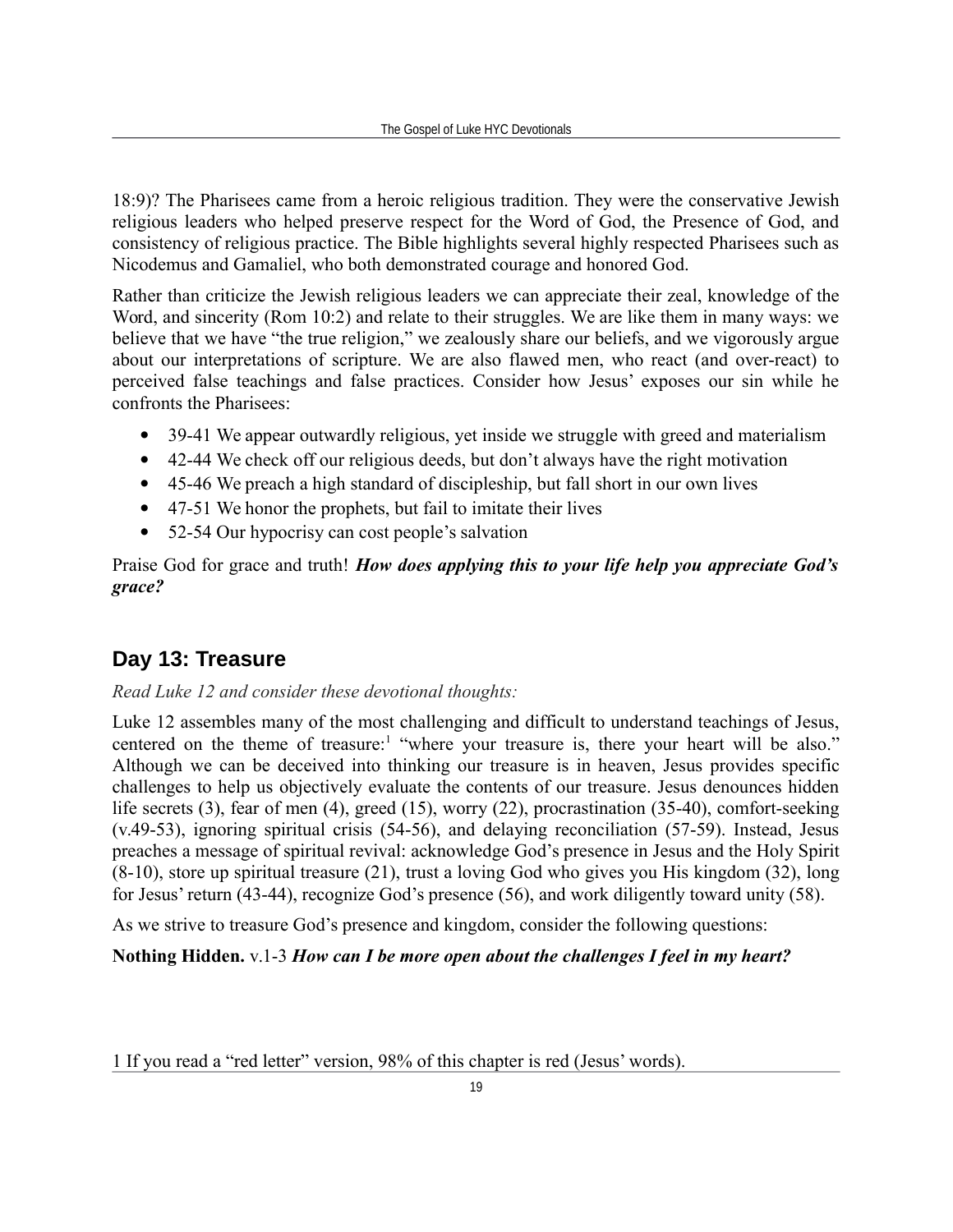18:9)? The Pharisees came from a heroic religious tradition. They were the conservative Jewish religious leaders who helped preserve respect for the Word of God, the Presence of God, and consistency of religious practice. The Bible highlights several highly respected Pharisees such as Nicodemus and Gamaliel, who both demonstrated courage and honored God.

Rather than criticize the Jewish religious leaders we can appreciate their zeal, knowledge of the Word, and sincerity (Rom 10:2) and relate to their struggles. We are like them in many ways: we believe that we have "the true religion," we zealously share our beliefs, and we vigorously argue about our interpretations of scripture. We are also flawed men, who react (and over-react) to perceived false teachings and false practices. Consider how Jesus' exposes our sin while he confronts the Pharisees:

- 39-41 We appear outwardly religious, yet inside we struggle with greed and materialism
- 42-44 We check off our religious deeds, but don't always have the right motivation
- 45-46 We preach a high standard of discipleship, but fall short in our own lives
- 47-51 We honor the prophets, but fail to imitate their lives
- 52-54 Our hypocrisy can cost people's salvation

Praise God for grace and truth! ***How does applying this to your life help you appreciate God's grace?***

## Day 13: Treasure

*Read Luke 12 and consider these devotional thoughts:*

Luke 12 assembles many of the most challenging and difficult to understand teachings of Jesus, centered on the theme of treasure:[1] "where your treasure is, there your heart will be also." Although we can be deceived into thinking our treasure is in heaven, Jesus provides specific challenges to help us objectively evaluate the contents of our treasure. Jesus denounces hidden life secrets (3), fear of men (4), greed (15), worry (22), procrastination (35-40), comfort-seeking (v.49-53), ignoring spiritual crisis (54-56), and delaying reconciliation (57-59). Instead, Jesus preaches a message of spiritual revival: acknowledge God's presence in Jesus and the Holy Spirit (8-10), store up spiritual treasure (21), trust a loving God who gives you His kingdom (32), long for Jesus' return (43-44), recognize God's presence (56), and work diligently toward unity (58).

As we strive to treasure God's presence and kingdom, consider the following questions:

**Nothing Hidden.** v.1-3 ***How can I be more open about the challenges I feel in my heart?***

1 If you read a "red letter" version, 98% of this chapter is red (Jesus' words).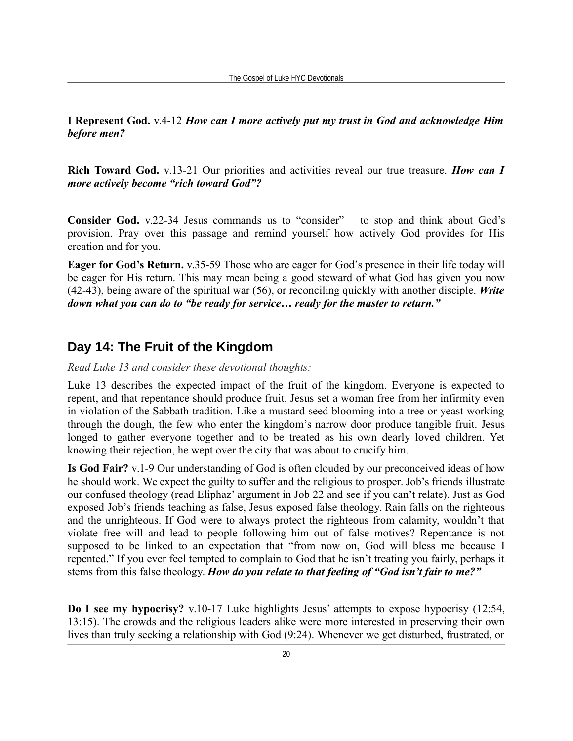**I Represent God.** v.4-12 ***How can I more actively put my trust in God and acknowledge Him before men?***

**Rich Toward God.** v.13-21 Our priorities and activities reveal our true treasure. ***How can I more actively become "rich toward God"?***

**Consider God.** v.22-34 Jesus commands us to "consider" – to stop and think about God's provision. Pray over this passage and remind yourself how actively God provides for His creation and for you.

**Eager for God's Return.** v.35-59 Those who are eager for God's presence in their life today will be eager for His return. This may mean being a good steward of what God has given you now (42-43), being aware of the spiritual war (56), or reconciling quickly with another disciple. ***Write down what you can do to "be ready for service… ready for the master to return."***

## Day 14: The Fruit of the Kingdom

*Read Luke 13 and consider these devotional thoughts:*

Luke 13 describes the expected impact of the fruit of the kingdom. Everyone is expected to repent, and that repentance should produce fruit. Jesus set a woman free from her infirmity even in violation of the Sabbath tradition. Like a mustard seed blooming into a tree or yeast working through the dough, the few who enter the kingdom's narrow door produce tangible fruit. Jesus longed to gather everyone together and to be treated as his own dearly loved children. Yet knowing their rejection, he wept over the city that was about to crucify him.

**Is God Fair?** v.1-9 Our understanding of God is often clouded by our preconceived ideas of how he should work. We expect the guilty to suffer and the religious to prosper. Job's friends illustrate our confused theology (read Eliphaz' argument in Job 22 and see if you can't relate). Just as God exposed Job's friends teaching as false, Jesus exposed false theology. Rain falls on the righteous and the unrighteous. If God were to always protect the righteous from calamity, wouldn't that violate free will and lead to people following him out of false motives? Repentance is not supposed to be linked to an expectation that "from now on, God will bless me because I repented." If you ever feel tempted to complain to God that he isn't treating you fairly, perhaps it stems from this false theology. ***How do you relate to that feeling of "God isn't fair to me?"***

**Do I see my hypocrisy?** v.10-17 Luke highlights Jesus' attempts to expose hypocrisy (12:54, 13:15). The crowds and the religious leaders alike were more interested in preserving their own lives than truly seeking a relationship with God (9:24). Whenever we get disturbed, frustrated, or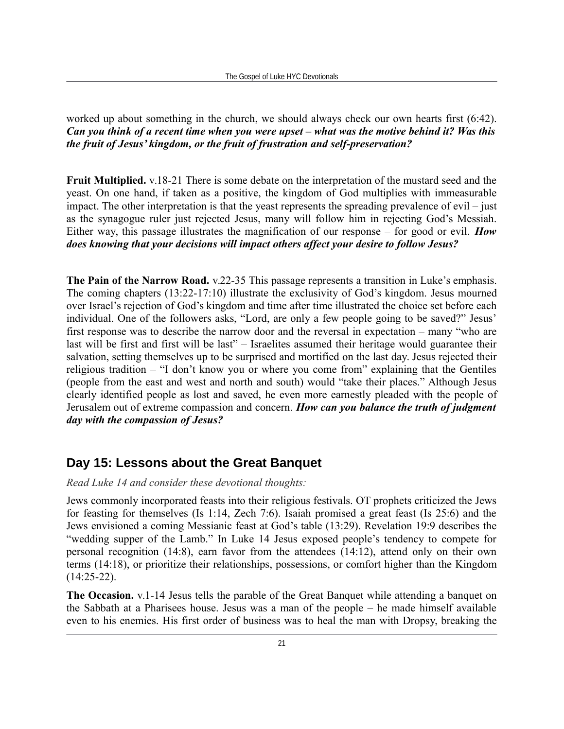worked up about something in the church, we should always check our own hearts first (6:42). ***Can you think of a recent time when you were upset – what was the motive behind it? Was this the fruit of Jesus' kingdom, or the fruit of frustration and self-preservation?***

**Fruit Multiplied.** v.18-21 There is some debate on the interpretation of the mustard seed and the yeast. On one hand, if taken as a positive, the kingdom of God multiplies with immeasurable impact. The other interpretation is that the yeast represents the spreading prevalence of evil – just as the synagogue ruler just rejected Jesus, many will follow him in rejecting God's Messiah. Either way, this passage illustrates the magnification of our response – for good or evil. ***How does knowing that your decisions will impact others affect your desire to follow Jesus?***

**The Pain of the Narrow Road.** v.22-35 This passage represents a transition in Luke's emphasis. The coming chapters (13:22-17:10) illustrate the exclusivity of God's kingdom. Jesus mourned over Israel's rejection of God's kingdom and time after time illustrated the choice set before each individual. One of the followers asks, "Lord, are only a few people going to be saved?" Jesus' first response was to describe the narrow door and the reversal in expectation – many "who are last will be first and first will be last" – Israelites assumed their heritage would guarantee their salvation, setting themselves up to be surprised and mortified on the last day. Jesus rejected their religious tradition – "I don't know you or where you come from" explaining that the Gentiles (people from the east and west and north and south) would "take their places." Although Jesus clearly identified people as lost and saved, he even more earnestly pleaded with the people of Jerusalem out of extreme compassion and concern. ***How can you balance the truth of judgment day with the compassion of Jesus?***

## Day 15: Lessons about the Great Banquet

*Read Luke 14 and consider these devotional thoughts:*

Jews commonly incorporated feasts into their religious festivals. OT prophets criticized the Jews for feasting for themselves (Is 1:14, Zech 7:6). Isaiah promised a great feast (Is 25:6) and the Jews envisioned a coming Messianic feast at God's table (13:29). Revelation 19:9 describes the "wedding supper of the Lamb." In Luke 14 Jesus exposed people's tendency to compete for personal recognition (14:8), earn favor from the attendees (14:12), attend only on their own terms (14:18), or prioritize their relationships, possessions, or comfort higher than the Kingdom (14:25-22).

**The Occasion.** v.1-14 Jesus tells the parable of the Great Banquet while attending a banquet on the Sabbath at a Pharisees house. Jesus was a man of the people – he made himself available even to his enemies. His first order of business was to heal the man with Dropsy, breaking the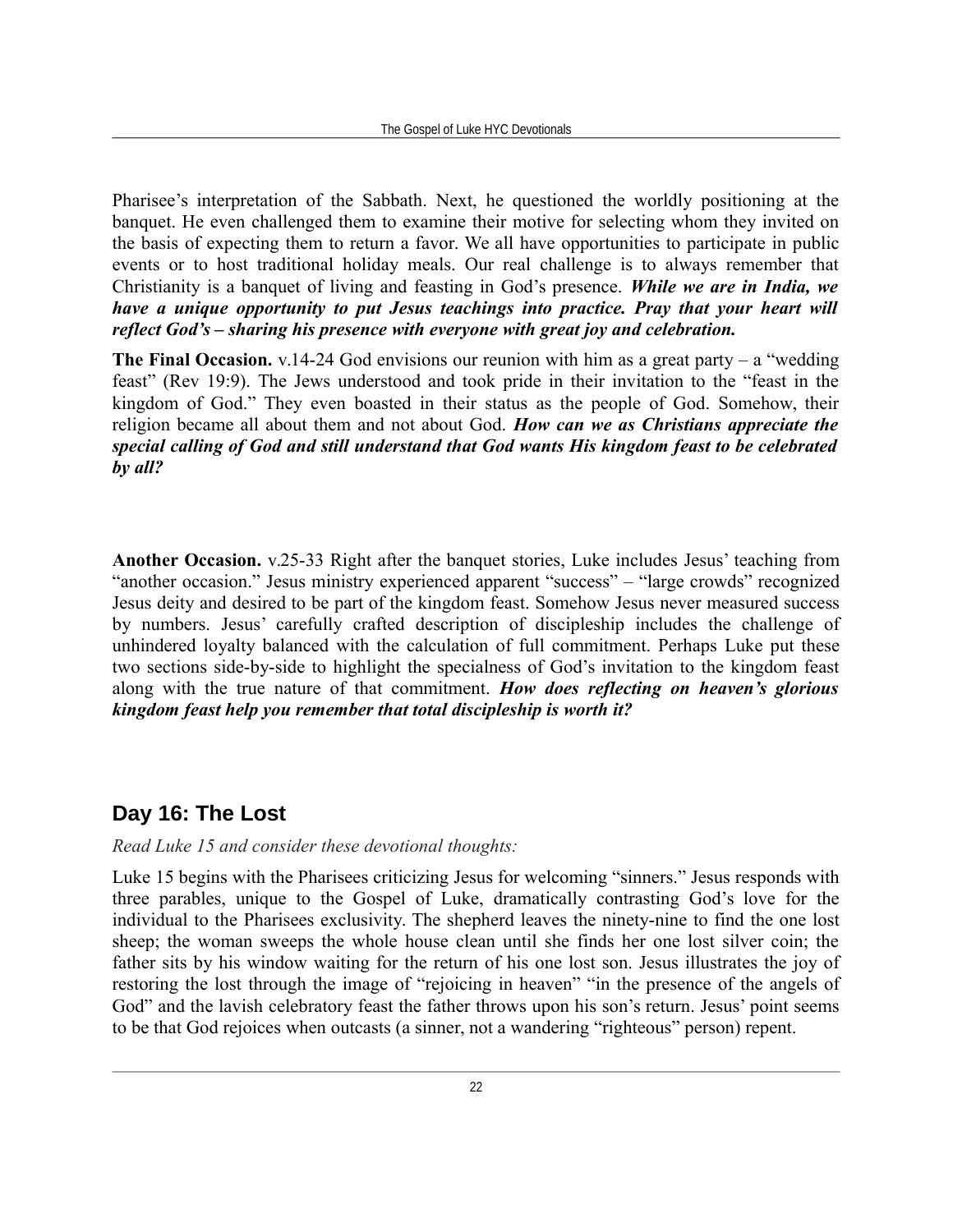Pharisee's interpretation of the Sabbath. Next, he questioned the worldly positioning at the banquet. He even challenged them to examine their motive for selecting whom they invited on the basis of expecting them to return a favor. We all have opportunities to participate in public events or to host traditional holiday meals. Our real challenge is to always remember that Christianity is a banquet of living and feasting in God's presence. ***While we are in India, we have a unique opportunity to put Jesus teachings into practice. Pray that your heart will reflect God's – sharing his presence with everyone with great joy and celebration.***

**The Final Occasion.** v.14-24 God envisions our reunion with him as a great party – a "wedding feast" (Rev 19:9). The Jews understood and took pride in their invitation to the "feast in the kingdom of God." They even boasted in their status as the people of God. Somehow, their religion became all about them and not about God. ***How can we as Christians appreciate the special calling of God and still understand that God wants His kingdom feast to be celebrated by all?***

**Another Occasion.** v.25-33 Right after the banquet stories, Luke includes Jesus' teaching from "another occasion." Jesus ministry experienced apparent "success" – "large crowds" recognized Jesus deity and desired to be part of the kingdom feast. Somehow Jesus never measured success by numbers. Jesus' carefully crafted description of discipleship includes the challenge of unhindered loyalty balanced with the calculation of full commitment. Perhaps Luke put these two sections side-by-side to highlight the specialness of God's invitation to the kingdom feast along with the true nature of that commitment. ***How does reflecting on heaven's glorious kingdom feast help you remember that total discipleship is worth it?***

## Day 16: The Lost

*Read Luke 15 and consider these devotional thoughts:*

Luke 15 begins with the Pharisees criticizing Jesus for welcoming "sinners." Jesus responds with three parables, unique to the Gospel of Luke, dramatically contrasting God's love for the individual to the Pharisees exclusivity. The shepherd leaves the ninety-nine to find the one lost sheep; the woman sweeps the whole house clean until she finds her one lost silver coin; the father sits by his window waiting for the return of his one lost son. Jesus illustrates the joy of restoring the lost through the image of "rejoicing in heaven" "in the presence of the angels of God" and the lavish celebratory feast the father throws upon his son's return. Jesus' point seems to be that God rejoices when outcasts (a sinner, not a wandering "righteous" person) repent.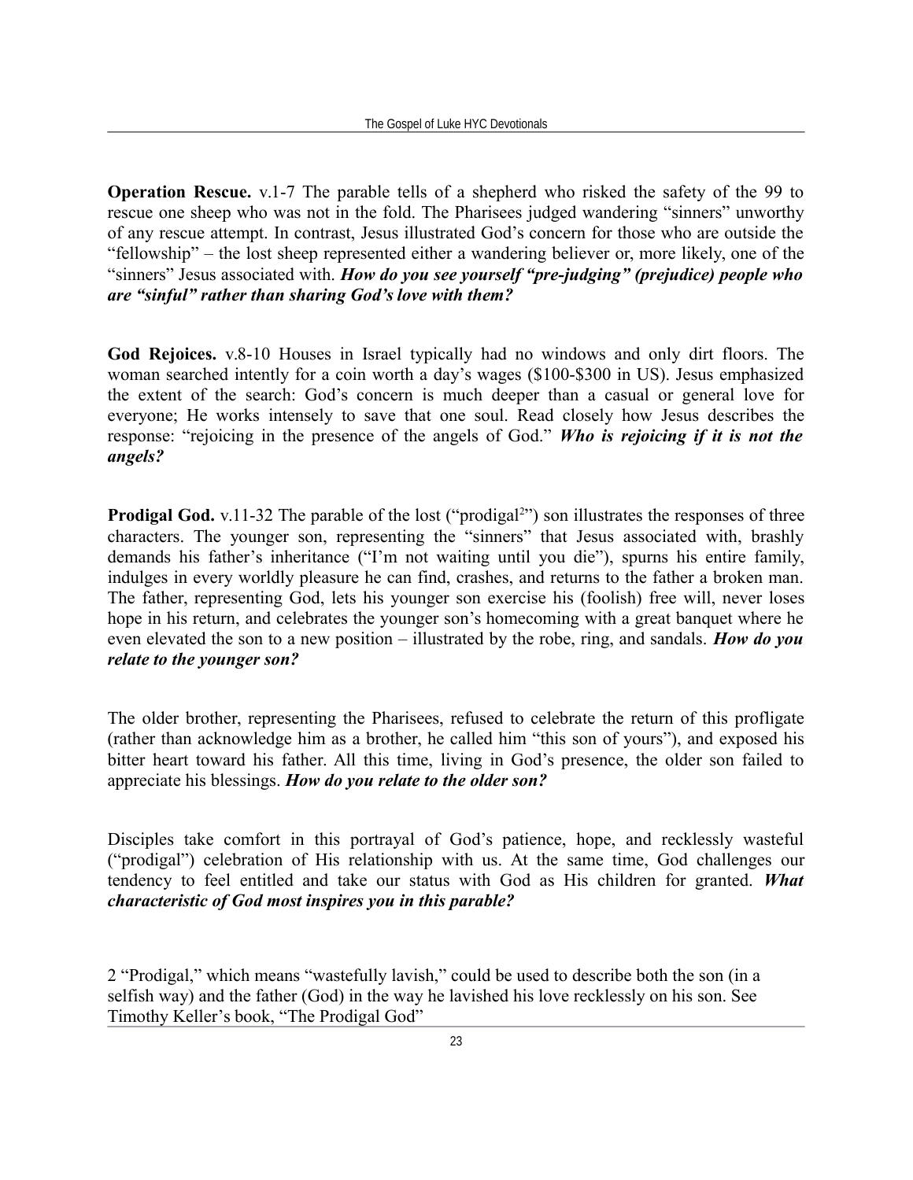**Operation Rescue.** v.1-7 The parable tells of a shepherd who risked the safety of the 99 to rescue one sheep who was not in the fold. The Pharisees judged wandering "sinners" unworthy of any rescue attempt. In contrast, Jesus illustrated God's concern for those who are outside the "fellowship" – the lost sheep represented either a wandering believer or, more likely, one of the "sinners" Jesus associated with. ***How do you see yourself "pre-judging" (prejudice) people who are "sinful" rather than sharing God's love with them?***

**God Rejoices.** v.8-10 Houses in Israel typically had no windows and only dirt floors. The woman searched intently for a coin worth a day's wages ($100-$300 in US). Jesus emphasized the extent of the search: God's concern is much deeper than a casual or general love for everyone; He works intensely to save that one soul. Read closely how Jesus describes the response: "rejoicing in the presence of the angels of God." ***Who is rejoicing if it is not the angels?***

**Prodigal God.** v.11-32 The parable of the lost ("prodigal[2]") son illustrates the responses of three characters. The younger son, representing the "sinners" that Jesus associated with, brashly demands his father's inheritance ("I'm not waiting until you die"), spurns his entire family, indulges in every worldly pleasure he can find, crashes, and returns to the father a broken man. The father, representing God, lets his younger son exercise his (foolish) free will, never loses hope in his return, and celebrates the younger son's homecoming with a great banquet where he even elevated the son to a new position – illustrated by the robe, ring, and sandals. ***How do you relate to the younger son?***

The older brother, representing the Pharisees, refused to celebrate the return of this profligate (rather than acknowledge him as a brother, he called him "this son of yours"), and exposed his bitter heart toward his father. All this time, living in God's presence, the older son failed to appreciate his blessings. ***How do you relate to the older son?***

Disciples take comfort in this portrayal of God's patience, hope, and recklessly wasteful ("prodigal") celebration of His relationship with us. At the same time, God challenges our tendency to feel entitled and take our status with God as His children for granted. ***What characteristic of God most inspires you in this parable?***

2 "Prodigal," which means "wastefully lavish," could be used to describe both the son (in a selfish way) and the father (God) in the way he lavished his love recklessly on his son. See Timothy Keller's book, "The Prodigal God"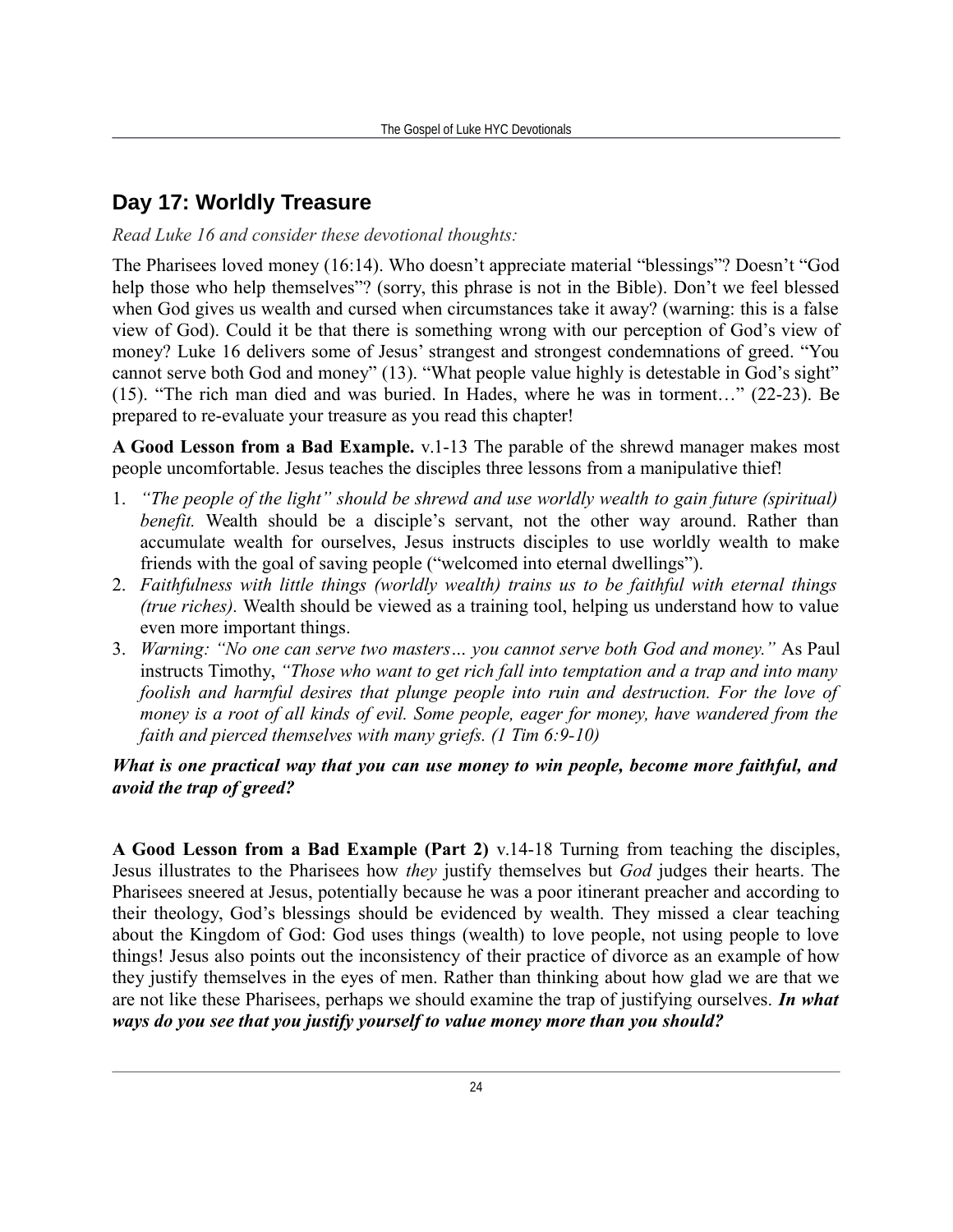## Day 17: Worldly Treasure

*Read Luke 16 and consider these devotional thoughts:*

The Pharisees loved money (16:14). Who doesn't appreciate material "blessings"? Doesn't "God help those who help themselves"? (sorry, this phrase is not in the Bible). Don't we feel blessed when God gives us wealth and cursed when circumstances take it away? (warning: this is a false view of God). Could it be that there is something wrong with our perception of God's view of money? Luke 16 delivers some of Jesus' strangest and strongest condemnations of greed. "You cannot serve both God and money" (13). "What people value highly is detestable in God's sight" (15). "The rich man died and was buried. In Hades, where he was in torment…" (22-23). Be prepared to re-evaluate your treasure as you read this chapter!

**A Good Lesson from a Bad Example.** v.1-13 The parable of the shrewd manager makes most people uncomfortable. Jesus teaches the disciples three lessons from a manipulative thief!

1. *"The people of the light" should be shrewd and use worldly wealth to gain future (spiritual) benefit.* Wealth should be a disciple's servant, not the other way around. Rather than accumulate wealth for ourselves, Jesus instructs disciples to use worldly wealth to make friends with the goal of saving people ("welcomed into eternal dwellings").
2. *Faithfulness with little things (worldly wealth) trains us to be faithful with eternal things (true riches).* Wealth should be viewed as a training tool, helping us understand how to value even more important things.
3. *Warning: "No one can serve two masters… you cannot serve both God and money."* As Paul instructs Timothy, *"Those who want to get rich fall into temptation and a trap and into many foolish and harmful desires that plunge people into ruin and destruction. For the love of money is a root of all kinds of evil. Some people, eager for money, have wandered from the faith and pierced themselves with many griefs. (1 Tim 6:9-10)*

***What is one practical way that you can use money to win people, become more faithful, and avoid the trap of greed?***

**A Good Lesson from a Bad Example (Part 2)** v.14-18 Turning from teaching the disciples, Jesus illustrates to the Pharisees how *they* justify themselves but *God* judges their hearts. The Pharisees sneered at Jesus, potentially because he was a poor itinerant preacher and according to their theology, God's blessings should be evidenced by wealth. They missed a clear teaching about the Kingdom of God: God uses things (wealth) to love people, not using people to love things! Jesus also points out the inconsistency of their practice of divorce as an example of how they justify themselves in the eyes of men. Rather than thinking about how glad we are that we are not like these Pharisees, perhaps we should examine the trap of justifying ourselves. ***In what ways do you see that you justify yourself to value money more than you should?***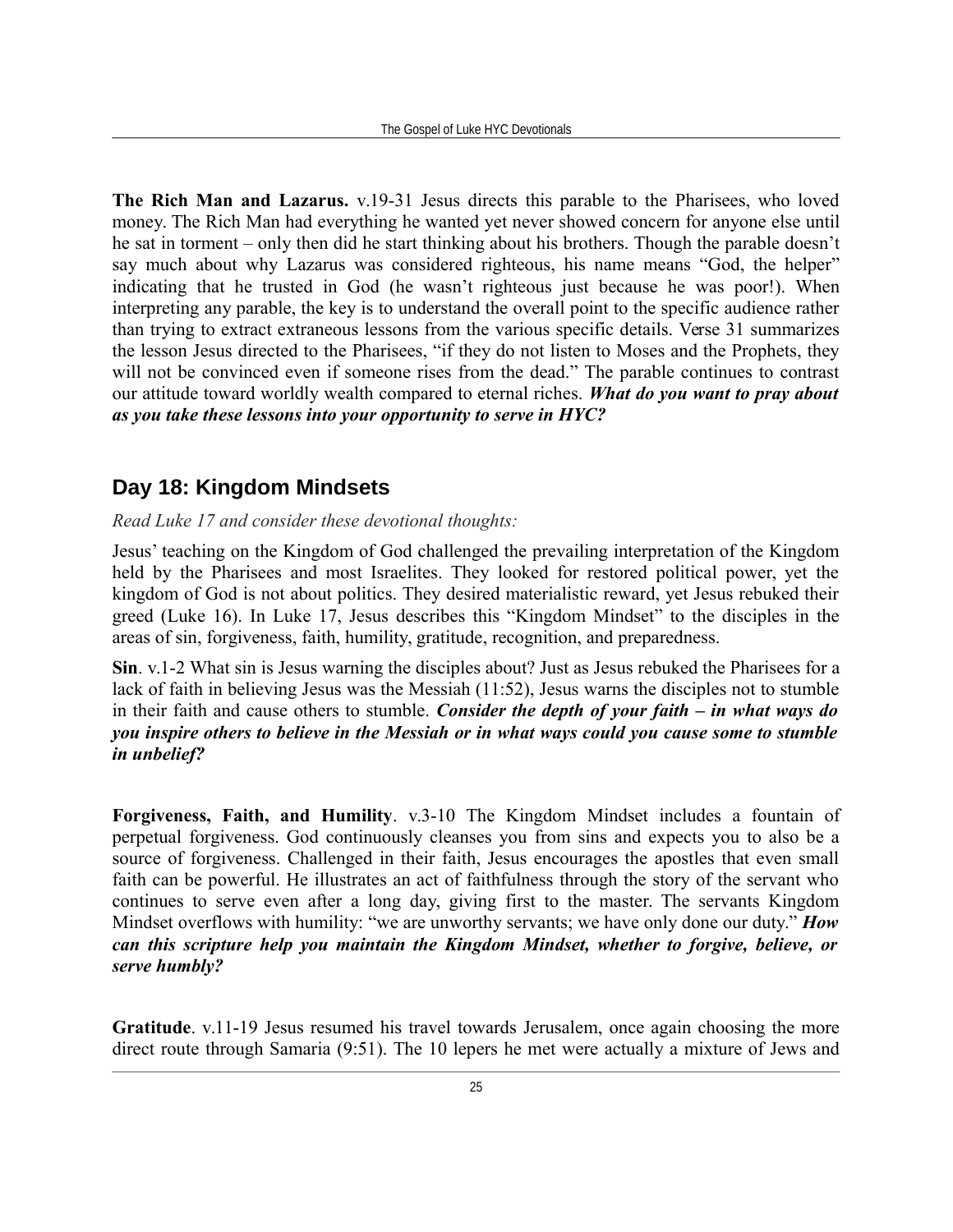**The Rich Man and Lazarus.** v.19-31 Jesus directs this parable to the Pharisees, who loved money. The Rich Man had everything he wanted yet never showed concern for anyone else until he sat in torment – only then did he start thinking about his brothers. Though the parable doesn't say much about why Lazarus was considered righteous, his name means "God, the helper" indicating that he trusted in God (he wasn't righteous just because he was poor!). When interpreting any parable, the key is to understand the overall point to the specific audience rather than trying to extract extraneous lessons from the various specific details. Verse 31 summarizes the lesson Jesus directed to the Pharisees, "if they do not listen to Moses and the Prophets, they will not be convinced even if someone rises from the dead." The parable continues to contrast our attitude toward worldly wealth compared to eternal riches. ***What do you want to pray about as you take these lessons into your opportunity to serve in HYC?***

## Day 18: Kingdom Mindsets

*Read Luke 17 and consider these devotional thoughts:*

Jesus' teaching on the Kingdom of God challenged the prevailing interpretation of the Kingdom held by the Pharisees and most Israelites. They looked for restored political power, yet the kingdom of God is not about politics. They desired materialistic reward, yet Jesus rebuked their greed (Luke 16). In Luke 17, Jesus describes this "Kingdom Mindset" to the disciples in the areas of sin, forgiveness, faith, humility, gratitude, recognition, and preparedness.

**Sin**. v.1-2 What sin is Jesus warning the disciples about? Just as Jesus rebuked the Pharisees for a lack of faith in believing Jesus was the Messiah (11:52), Jesus warns the disciples not to stumble in their faith and cause others to stumble. ***Consider the depth of your faith – in what ways do you inspire others to believe in the Messiah or in what ways could you cause some to stumble in unbelief?***

**Forgiveness, Faith, and Humility**. v.3-10 The Kingdom Mindset includes a fountain of perpetual forgiveness. God continuously cleanses you from sins and expects you to also be a source of forgiveness. Challenged in their faith, Jesus encourages the apostles that even small faith can be powerful. He illustrates an act of faithfulness through the story of the servant who continues to serve even after a long day, giving first to the master. The servants Kingdom Mindset overflows with humility: "we are unworthy servants; we have only done our duty." ***How can this scripture help you maintain the Kingdom Mindset, whether to forgive, believe, or serve humbly?***

**Gratitude**. v.11-19 Jesus resumed his travel towards Jerusalem, once again choosing the more direct route through Samaria (9:51). The 10 lepers he met were actually a mixture of Jews and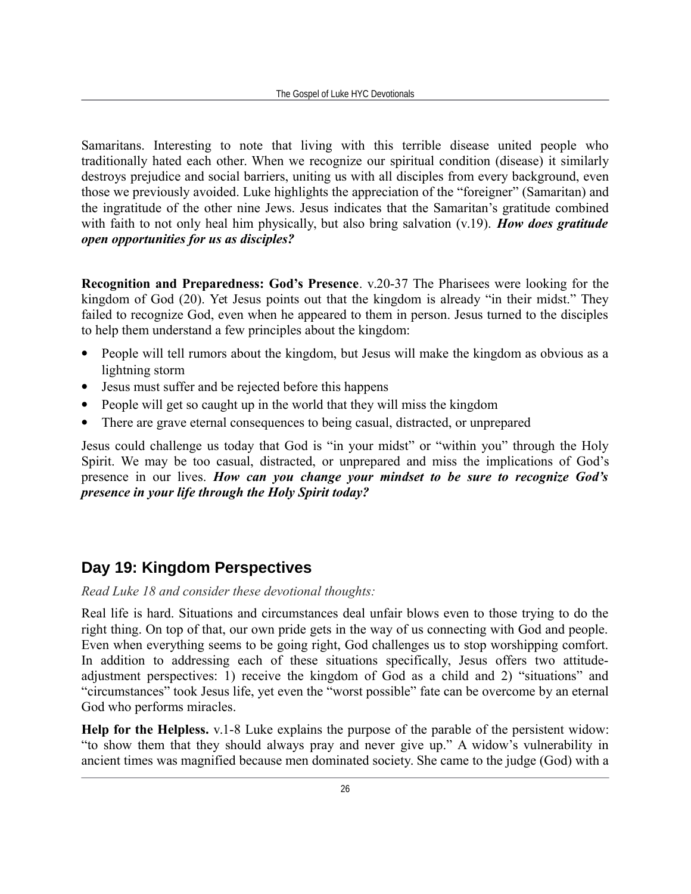Samaritans. Interesting to note that living with this terrible disease united people who traditionally hated each other. When we recognize our spiritual condition (disease) it similarly destroys prejudice and social barriers, uniting us with all disciples from every background, even those we previously avoided. Luke highlights the appreciation of the "foreigner" (Samaritan) and the ingratitude of the other nine Jews. Jesus indicates that the Samaritan's gratitude combined with faith to not only heal him physically, but also bring salvation (v.19). ***How does gratitude open opportunities for us as disciples?***

**Recognition and Preparedness: God's Presence**. v.20-37 The Pharisees were looking for the kingdom of God (20). Yet Jesus points out that the kingdom is already "in their midst." They failed to recognize God, even when he appeared to them in person. Jesus turned to the disciples to help them understand a few principles about the kingdom:

- People will tell rumors about the kingdom, but Jesus will make the kingdom as obvious as a lightning storm
- Jesus must suffer and be rejected before this happens
- People will get so caught up in the world that they will miss the kingdom
- There are grave eternal consequences to being casual, distracted, or unprepared

Jesus could challenge us today that God is "in your midst" or "within you" through the Holy Spirit. We may be too casual, distracted, or unprepared and miss the implications of God's presence in our lives. ***How can you change your mindset to be sure to recognize God's presence in your life through the Holy Spirit today?***

## Day 19: Kingdom Perspectives

*Read Luke 18 and consider these devotional thoughts:*

Real life is hard. Situations and circumstances deal unfair blows even to those trying to do the right thing. On top of that, our own pride gets in the way of us connecting with God and people. Even when everything seems to be going right, God challenges us to stop worshipping comfort. In addition to addressing each of these situations specifically, Jesus offers two attitude-adjustment perspectives: 1) receive the kingdom of God as a child and 2) "situations" and "circumstances" took Jesus life, yet even the "worst possible" fate can be overcome by an eternal God who performs miracles.

**Help for the Helpless.** v.1-8 Luke explains the purpose of the parable of the persistent widow: "to show them that they should always pray and never give up." A widow's vulnerability in ancient times was magnified because men dominated society. She came to the judge (God) with a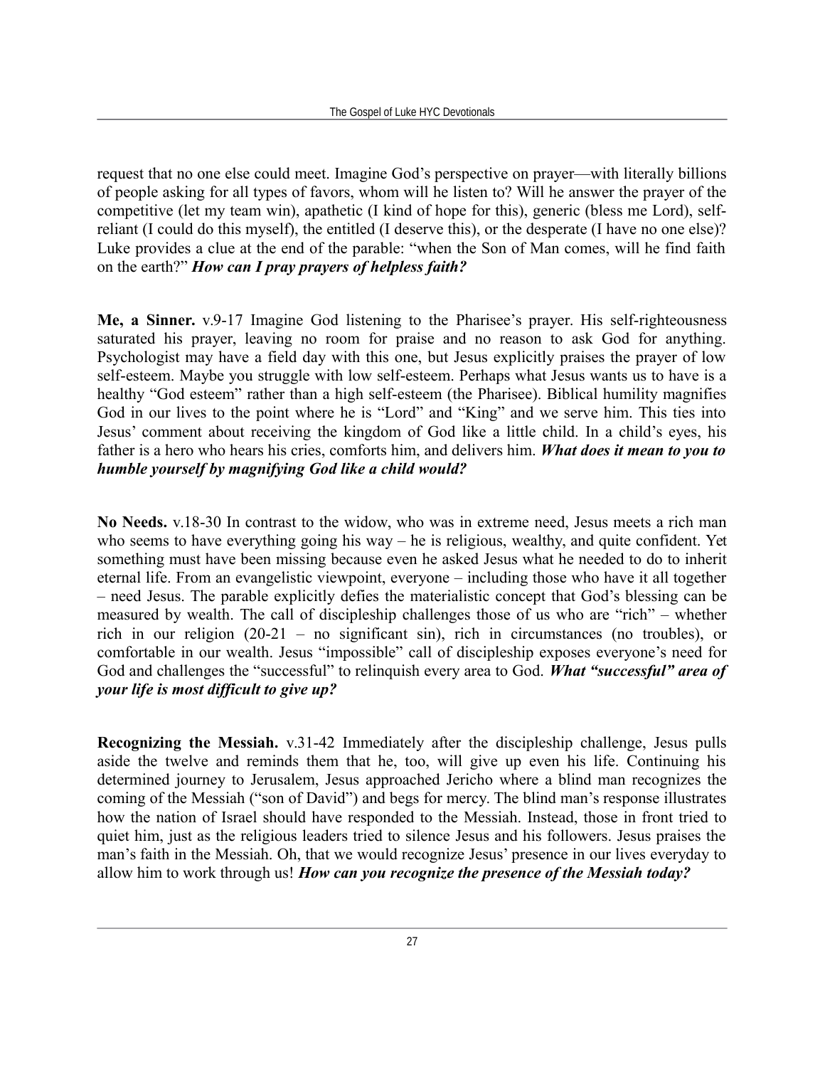request that no one else could meet. Imagine God's perspective on prayer—with literally billions of people asking for all types of favors, whom will he listen to? Will he answer the prayer of the competitive (let my team win), apathetic (I kind of hope for this), generic (bless me Lord), self-reliant (I could do this myself), the entitled (I deserve this), or the desperate (I have no one else)? Luke provides a clue at the end of the parable: "when the Son of Man comes, will he find faith on the earth?" ***How can I pray prayers of helpless faith?***

**Me, a Sinner.** v.9-17 Imagine God listening to the Pharisee's prayer. His self-righteousness saturated his prayer, leaving no room for praise and no reason to ask God for anything. Psychologist may have a field day with this one, but Jesus explicitly praises the prayer of low self-esteem. Maybe you struggle with low self-esteem. Perhaps what Jesus wants us to have is a healthy "God esteem" rather than a high self-esteem (the Pharisee). Biblical humility magnifies God in our lives to the point where he is "Lord" and "King" and we serve him. This ties into Jesus' comment about receiving the kingdom of God like a little child. In a child's eyes, his father is a hero who hears his cries, comforts him, and delivers him. ***What does it mean to you to humble yourself by magnifying God like a child would?***

**No Needs.** v.18-30 In contrast to the widow, who was in extreme need, Jesus meets a rich man who seems to have everything going his way – he is religious, wealthy, and quite confident. Yet something must have been missing because even he asked Jesus what he needed to do to inherit eternal life. From an evangelistic viewpoint, everyone – including those who have it all together – need Jesus. The parable explicitly defies the materialistic concept that God's blessing can be measured by wealth. The call of discipleship challenges those of us who are "rich" – whether rich in our religion (20-21 – no significant sin), rich in circumstances (no troubles), or comfortable in our wealth. Jesus "impossible" call of discipleship exposes everyone's need for God and challenges the "successful" to relinquish every area to God. ***What "successful" area of your life is most difficult to give up?***

**Recognizing the Messiah.** v.31-42 Immediately after the discipleship challenge, Jesus pulls aside the twelve and reminds them that he, too, will give up even his life. Continuing his determined journey to Jerusalem, Jesus approached Jericho where a blind man recognizes the coming of the Messiah ("son of David") and begs for mercy. The blind man's response illustrates how the nation of Israel should have responded to the Messiah. Instead, those in front tried to quiet him, just as the religious leaders tried to silence Jesus and his followers. Jesus praises the man's faith in the Messiah. Oh, that we would recognize Jesus' presence in our lives everyday to allow him to work through us! ***How can you recognize the presence of the Messiah today?***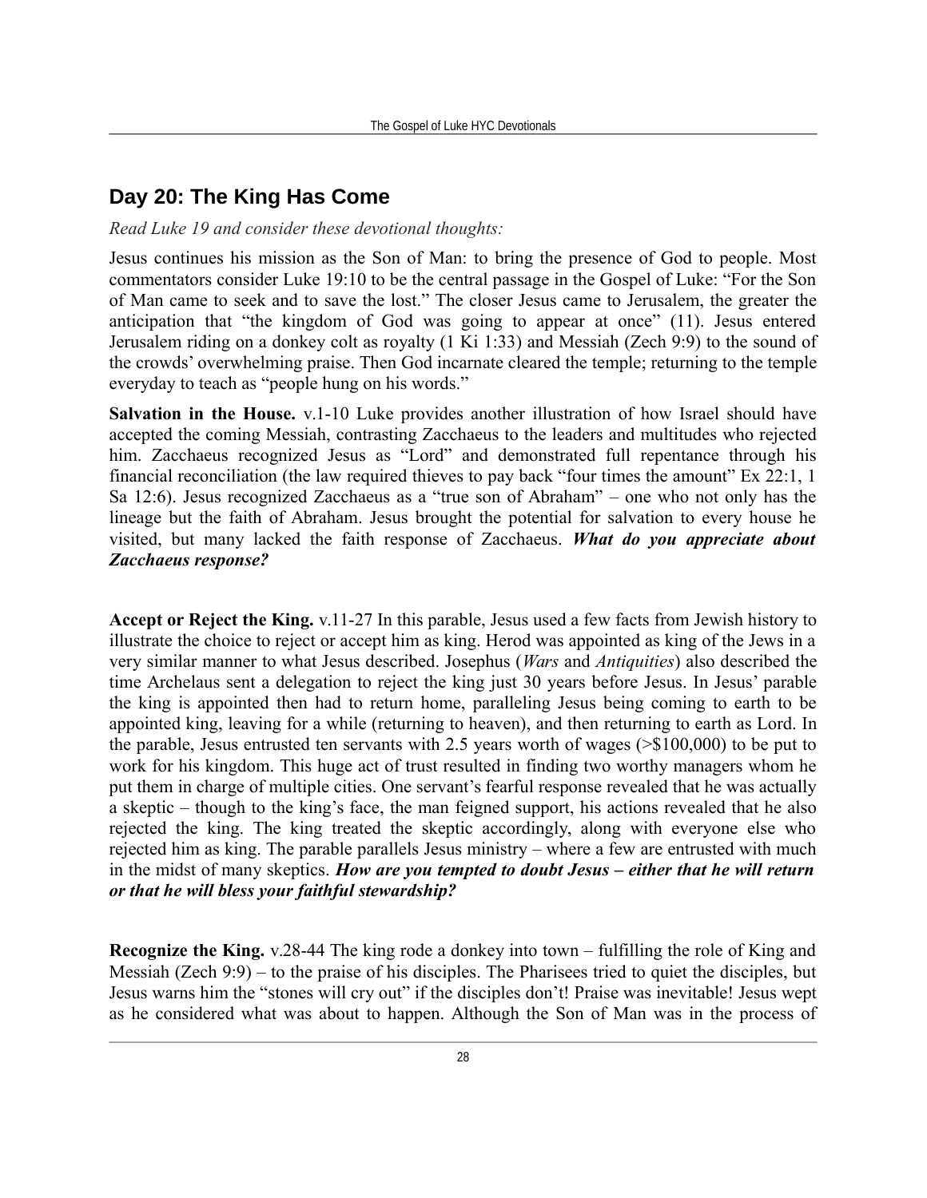## Day 20: The King Has Come

*Read Luke 19 and consider these devotional thoughts:*

Jesus continues his mission as the Son of Man: to bring the presence of God to people. Most commentators consider Luke 19:10 to be the central passage in the Gospel of Luke: "For the Son of Man came to seek and to save the lost." The closer Jesus came to Jerusalem, the greater the anticipation that "the kingdom of God was going to appear at once" (11). Jesus entered Jerusalem riding on a donkey colt as royalty (1 Ki 1:33) and Messiah (Zech 9:9) to the sound of the crowds' overwhelming praise. Then God incarnate cleared the temple; returning to the temple everyday to teach as "people hung on his words."

**Salvation in the House.** v.1-10 Luke provides another illustration of how Israel should have accepted the coming Messiah, contrasting Zacchaeus to the leaders and multitudes who rejected him. Zacchaeus recognized Jesus as "Lord" and demonstrated full repentance through his financial reconciliation (the law required thieves to pay back "four times the amount" Ex 22:1, 1 Sa 12:6). Jesus recognized Zacchaeus as a "true son of Abraham" – one who not only has the lineage but the faith of Abraham. Jesus brought the potential for salvation to every house he visited, but many lacked the faith response of Zacchaeus. ***What do you appreciate about Zacchaeus response?***

**Accept or Reject the King.** v.11-27 In this parable, Jesus used a few facts from Jewish history to illustrate the choice to reject or accept him as king. Herod was appointed as king of the Jews in a very similar manner to what Jesus described. Josephus (*Wars* and *Antiquities*) also described the time Archelaus sent a delegation to reject the king just 30 years before Jesus. In Jesus' parable the king is appointed then had to return home, paralleling Jesus being coming to earth to be appointed king, leaving for a while (returning to heaven), and then returning to earth as Lord. In the parable, Jesus entrusted ten servants with 2.5 years worth of wages (>$100,000) to be put to work for his kingdom. This huge act of trust resulted in finding two worthy managers whom he put them in charge of multiple cities. One servant's fearful response revealed that he was actually a skeptic – though to the king's face, the man feigned support, his actions revealed that he also rejected the king. The king treated the skeptic accordingly, along with everyone else who rejected him as king. The parable parallels Jesus ministry – where a few are entrusted with much in the midst of many skeptics. ***How are you tempted to doubt Jesus – either that he will return or that he will bless your faithful stewardship?***

**Recognize the King.** v.28-44 The king rode a donkey into town – fulfilling the role of King and Messiah (Zech 9:9) – to the praise of his disciples. The Pharisees tried to quiet the disciples, but Jesus warns him the "stones will cry out" if the disciples don't! Praise was inevitable! Jesus wept as he considered what was about to happen. Although the Son of Man was in the process of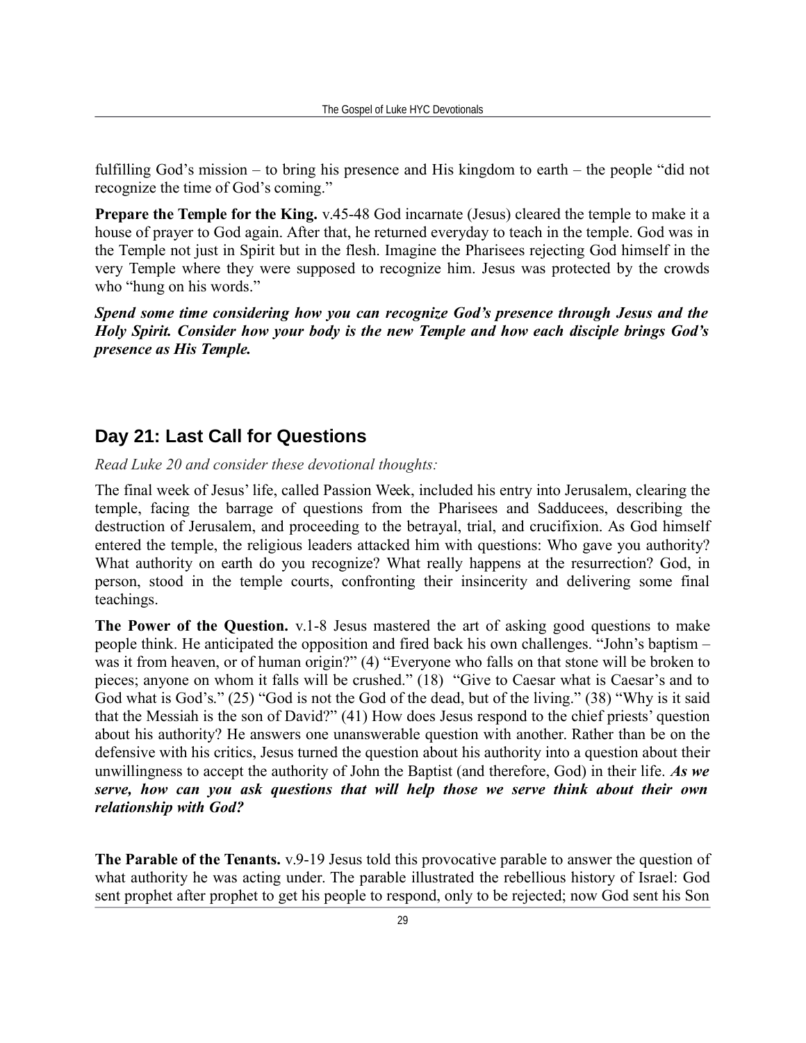fulfilling God's mission – to bring his presence and His kingdom to earth – the people "did not recognize the time of God's coming."

**Prepare the Temple for the King.** v.45-48 God incarnate (Jesus) cleared the temple to make it a house of prayer to God again. After that, he returned everyday to teach in the temple. God was in the Temple not just in Spirit but in the flesh. Imagine the Pharisees rejecting God himself in the very Temple where they were supposed to recognize him. Jesus was protected by the crowds who "hung on his words."

***Spend some time considering how you can recognize God's presence through Jesus and the Holy Spirit. Consider how your body is the new Temple and how each disciple brings God's presence as His Temple.***

## Day 21: Last Call for Questions

*Read Luke 20 and consider these devotional thoughts:*

The final week of Jesus' life, called Passion Week, included his entry into Jerusalem, clearing the temple, facing the barrage of questions from the Pharisees and Sadducees, describing the destruction of Jerusalem, and proceeding to the betrayal, trial, and crucifixion. As God himself entered the temple, the religious leaders attacked him with questions: Who gave you authority? What authority on earth do you recognize? What really happens at the resurrection? God, in person, stood in the temple courts, confronting their insincerity and delivering some final teachings.

**The Power of the Question.** v.1-8 Jesus mastered the art of asking good questions to make people think. He anticipated the opposition and fired back his own challenges. "John's baptism – was it from heaven, or of human origin?" (4) "Everyone who falls on that stone will be broken to pieces; anyone on whom it falls will be crushed." (18) "Give to Caesar what is Caesar's and to God what is God's." (25) "God is not the God of the dead, but of the living." (38) "Why is it said that the Messiah is the son of David?" (41) How does Jesus respond to the chief priests' question about his authority? He answers one unanswerable question with another. Rather than be on the defensive with his critics, Jesus turned the question about his authority into a question about their unwillingness to accept the authority of John the Baptist (and therefore, God) in their life. ***As we serve, how can you ask questions that will help those we serve think about their own relationship with God?***

**The Parable of the Tenants.** v.9-19 Jesus told this provocative parable to answer the question of what authority he was acting under. The parable illustrated the rebellious history of Israel: God sent prophet after prophet to get his people to respond, only to be rejected; now God sent his Son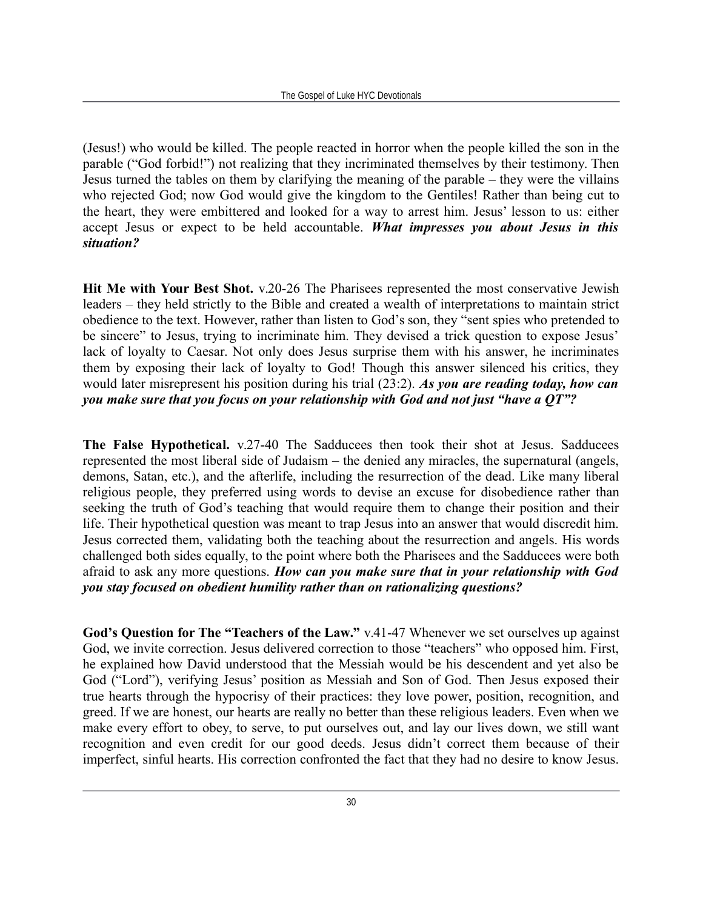(Jesus!) who would be killed. The people reacted in horror when the people killed the son in the parable ("God forbid!") not realizing that they incriminated themselves by their testimony. Then Jesus turned the tables on them by clarifying the meaning of the parable – they were the villains who rejected God; now God would give the kingdom to the Gentiles! Rather than being cut to the heart, they were embittered and looked for a way to arrest him. Jesus' lesson to us: either accept Jesus or expect to be held accountable. ***What impresses you about Jesus in this situation?***

**Hit Me with Your Best Shot.** v.20-26 The Pharisees represented the most conservative Jewish leaders – they held strictly to the Bible and created a wealth of interpretations to maintain strict obedience to the text. However, rather than listen to God's son, they "sent spies who pretended to be sincere" to Jesus, trying to incriminate him. They devised a trick question to expose Jesus' lack of loyalty to Caesar. Not only does Jesus surprise them with his answer, he incriminates them by exposing their lack of loyalty to God! Though this answer silenced his critics, they would later misrepresent his position during his trial (23:2). ***As you are reading today, how can you make sure that you focus on your relationship with God and not just "have a QT"?***

**The False Hypothetical.** v.27-40 The Sadducees then took their shot at Jesus. Sadducees represented the most liberal side of Judaism – the denied any miracles, the supernatural (angels, demons, Satan, etc.), and the afterlife, including the resurrection of the dead. Like many liberal religious people, they preferred using words to devise an excuse for disobedience rather than seeking the truth of God's teaching that would require them to change their position and their life. Their hypothetical question was meant to trap Jesus into an answer that would discredit him. Jesus corrected them, validating both the teaching about the resurrection and angels. His words challenged both sides equally, to the point where both the Pharisees and the Sadducees were both afraid to ask any more questions. ***How can you make sure that in your relationship with God you stay focused on obedient humility rather than on rationalizing questions?***

**God's Question for The "Teachers of the Law."** v.41-47 Whenever we set ourselves up against God, we invite correction. Jesus delivered correction to those "teachers" who opposed him. First, he explained how David understood that the Messiah would be his descendent and yet also be God ("Lord"), verifying Jesus' position as Messiah and Son of God. Then Jesus exposed their true hearts through the hypocrisy of their practices: they love power, position, recognition, and greed. If we are honest, our hearts are really no better than these religious leaders. Even when we make every effort to obey, to serve, to put ourselves out, and lay our lives down, we still want recognition and even credit for our good deeds. Jesus didn't correct them because of their imperfect, sinful hearts. His correction confronted the fact that they had no desire to know Jesus.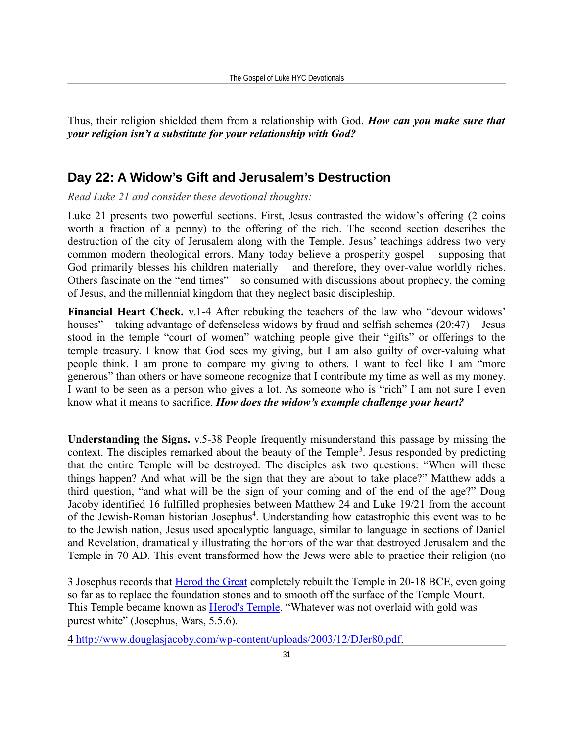Thus, their religion shielded them from a relationship with God. ***How can you make sure that your religion isn't a substitute for your relationship with God?***

## Day 22: A Widow's Gift and Jerusalem's Destruction

*Read Luke 21 and consider these devotional thoughts:*

Luke 21 presents two powerful sections. First, Jesus contrasted the widow's offering (2 coins worth a fraction of a penny) to the offering of the rich. The second section describes the destruction of the city of Jerusalem along with the Temple. Jesus' teachings address two very common modern theological errors. Many today believe a prosperity gospel – supposing that God primarily blesses his children materially – and therefore, they over-value worldly riches. Others fascinate on the "end times" – so consumed with discussions about prophecy, the coming of Jesus, and the millennial kingdom that they neglect basic discipleship.

**Financial Heart Check.** v.1-4 After rebuking the teachers of the law who "devour widows' houses" – taking advantage of defenseless widows by fraud and selfish schemes (20:47) – Jesus stood in the temple "court of women" watching people give their "gifts" or offerings to the temple treasury. I know that God sees my giving, but I am also guilty of over-valuing what people think. I am prone to compare my giving to others. I want to feel like I am "more generous" than others or have someone recognize that I contribute my time as well as my money. I want to be seen as a person who gives a lot. As someone who is "rich" I am not sure I even know what it means to sacrifice. ***How does the widow's example challenge your heart?***

**Understanding the Signs.** v.5-38 People frequently misunderstand this passage by missing the context. The disciples remarked about the beauty of the Temple[3]. Jesus responded by predicting that the entire Temple will be destroyed. The disciples ask two questions: "When will these things happen? And what will be the sign that they are about to take place?" Matthew adds a third question, "and what will be the sign of your coming and of the end of the age?" Doug Jacoby identified 16 fulfilled prophesies between Matthew 24 and Luke 19/21 from the account of the Jewish-Roman historian Josephus[4]. Understanding how catastrophic this event was to be to the Jewish nation, Jesus used apocalyptic language, similar to language in sections of Daniel and Revelation, dramatically illustrating the horrors of the war that destroyed Jerusalem and the Temple in 70 AD. This event transformed how the Jews were able to practice their religion (no

3 Josephus records that Herod the Great completely rebuilt the Temple in 20-18 BCE, even going so far as to replace the foundation stones and to smooth off the surface of the Temple Mount. This Temple became known as Herod's Temple. "Whatever was not overlaid with gold was purest white" (Josephus, Wars, 5.5.6).

4 http://www.douglasjacoby.com/wp-content/uploads/2003/12/DJer80.pdf.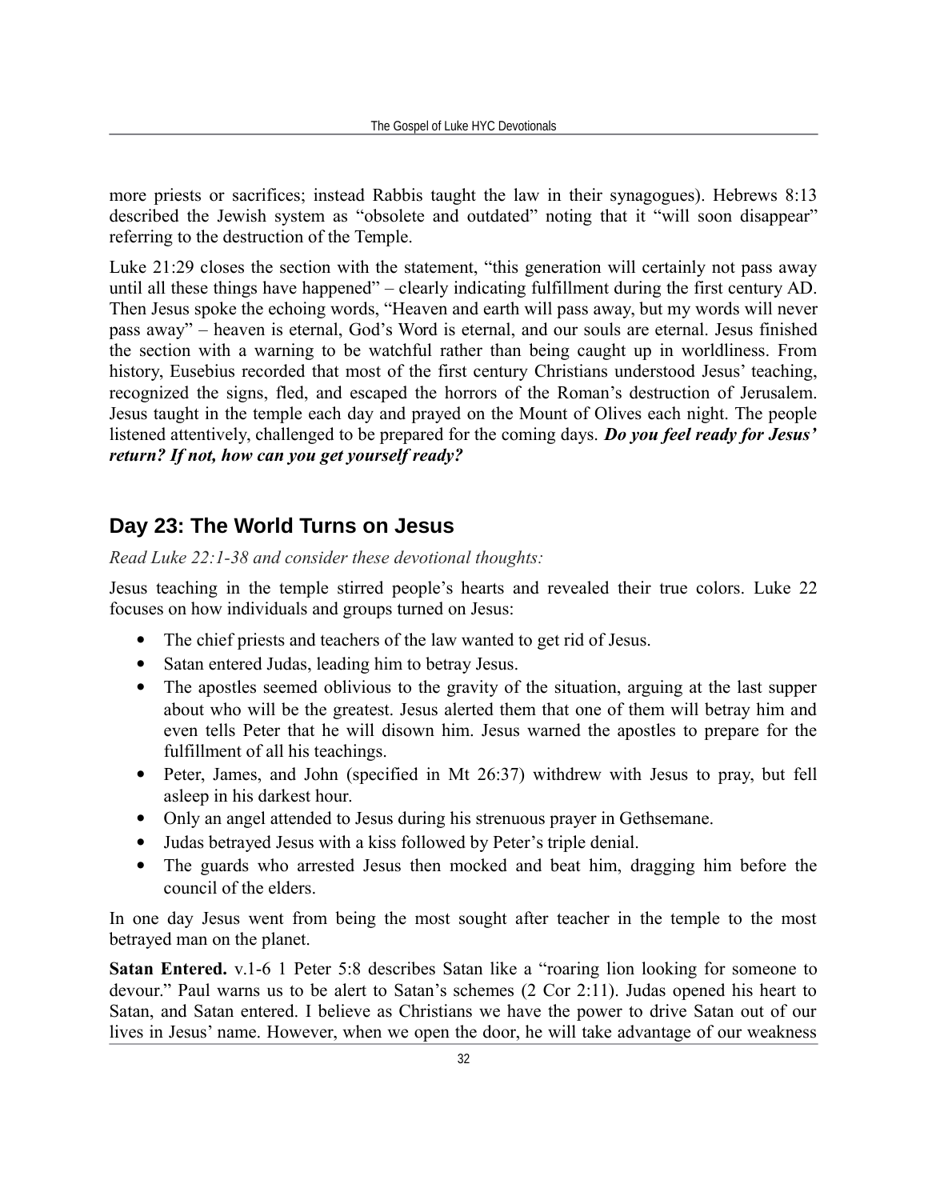more priests or sacrifices; instead Rabbis taught the law in their synagogues). Hebrews 8:13 described the Jewish system as "obsolete and outdated" noting that it "will soon disappear" referring to the destruction of the Temple.

Luke 21:29 closes the section with the statement, "this generation will certainly not pass away until all these things have happened" – clearly indicating fulfillment during the first century AD. Then Jesus spoke the echoing words, "Heaven and earth will pass away, but my words will never pass away" – heaven is eternal, God's Word is eternal, and our souls are eternal. Jesus finished the section with a warning to be watchful rather than being caught up in worldliness. From history, Eusebius recorded that most of the first century Christians understood Jesus' teaching, recognized the signs, fled, and escaped the horrors of the Roman's destruction of Jerusalem. Jesus taught in the temple each day and prayed on the Mount of Olives each night. The people listened attentively, challenged to be prepared for the coming days. ***Do you feel ready for Jesus' return? If not, how can you get yourself ready?***

## Day 23: The World Turns on Jesus

*Read Luke 22:1-38 and consider these devotional thoughts:*

Jesus teaching in the temple stirred people's hearts and revealed their true colors. Luke 22 focuses on how individuals and groups turned on Jesus:

- The chief priests and teachers of the law wanted to get rid of Jesus.
- Satan entered Judas, leading him to betray Jesus.
- The apostles seemed oblivious to the gravity of the situation, arguing at the last supper about who will be the greatest. Jesus alerted them that one of them will betray him and even tells Peter that he will disown him. Jesus warned the apostles to prepare for the fulfillment of all his teachings.
- Peter, James, and John (specified in Mt 26:37) withdrew with Jesus to pray, but fell asleep in his darkest hour.
- Only an angel attended to Jesus during his strenuous prayer in Gethsemane.
- Judas betrayed Jesus with a kiss followed by Peter's triple denial.
- The guards who arrested Jesus then mocked and beat him, dragging him before the council of the elders.

In one day Jesus went from being the most sought after teacher in the temple to the most betrayed man on the planet.

**Satan Entered.** v.1-6 1 Peter 5:8 describes Satan like a "roaring lion looking for someone to devour." Paul warns us to be alert to Satan's schemes (2 Cor 2:11). Judas opened his heart to Satan, and Satan entered. I believe as Christians we have the power to drive Satan out of our lives in Jesus' name. However, when we open the door, he will take advantage of our weakness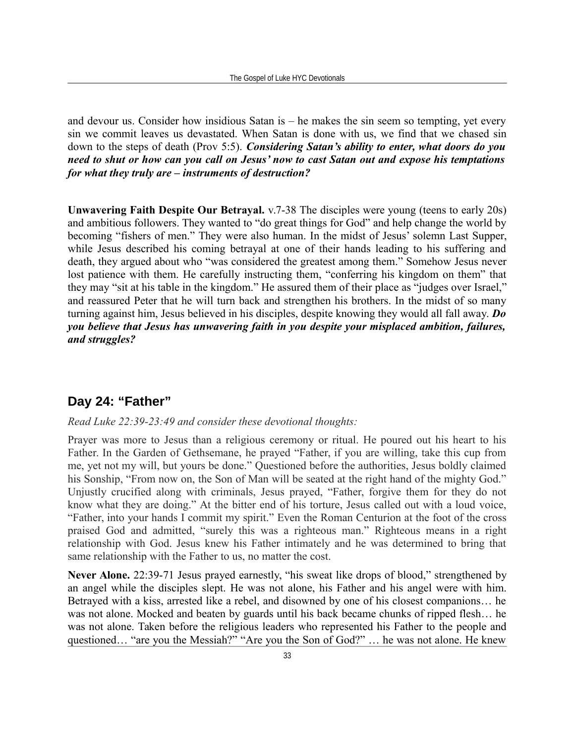and devour us. Consider how insidious Satan is – he makes the sin seem so tempting, yet every sin we commit leaves us devastated. When Satan is done with us, we find that we chased sin down to the steps of death (Prov 5:5). ***Considering Satan's ability to enter, what doors do you need to shut or how can you call on Jesus' now to cast Satan out and expose his temptations for what they truly are – instruments of destruction?***

**Unwavering Faith Despite Our Betrayal.** v.7-38 The disciples were young (teens to early 20s) and ambitious followers. They wanted to "do great things for God" and help change the world by becoming "fishers of men." They were also human. In the midst of Jesus' solemn Last Supper, while Jesus described his coming betrayal at one of their hands leading to his suffering and death, they argued about who "was considered the greatest among them." Somehow Jesus never lost patience with them. He carefully instructing them, "conferring his kingdom on them" that they may "sit at his table in the kingdom." He assured them of their place as "judges over Israel," and reassured Peter that he will turn back and strengthen his brothers. In the midst of so many turning against him, Jesus believed in his disciples, despite knowing they would all fall away. ***Do you believe that Jesus has unwavering faith in you despite your misplaced ambition, failures, and struggles?***

## Day 24: "Father"

*Read Luke 22:39-23:49 and consider these devotional thoughts:*

Prayer was more to Jesus than a religious ceremony or ritual. He poured out his heart to his Father. In the Garden of Gethsemane, he prayed "Father, if you are willing, take this cup from me, yet not my will, but yours be done." Questioned before the authorities, Jesus boldly claimed his Sonship, "From now on, the Son of Man will be seated at the right hand of the mighty God." Unjustly crucified along with criminals, Jesus prayed, "Father, forgive them for they do not know what they are doing." At the bitter end of his torture, Jesus called out with a loud voice, "Father, into your hands I commit my spirit." Even the Roman Centurion at the foot of the cross praised God and admitted, "surely this was a righteous man." Righteous means in a right relationship with God. Jesus knew his Father intimately and he was determined to bring that same relationship with the Father to us, no matter the cost.

**Never Alone.** 22:39-71 Jesus prayed earnestly, "his sweat like drops of blood," strengthened by an angel while the disciples slept. He was not alone, his Father and his angel were with him. Betrayed with a kiss, arrested like a rebel, and disowned by one of his closest companions… he was not alone. Mocked and beaten by guards until his back became chunks of ripped flesh… he was not alone. Taken before the religious leaders who represented his Father to the people and questioned… "are you the Messiah?" "Are you the Son of God?" … he was not alone. He knew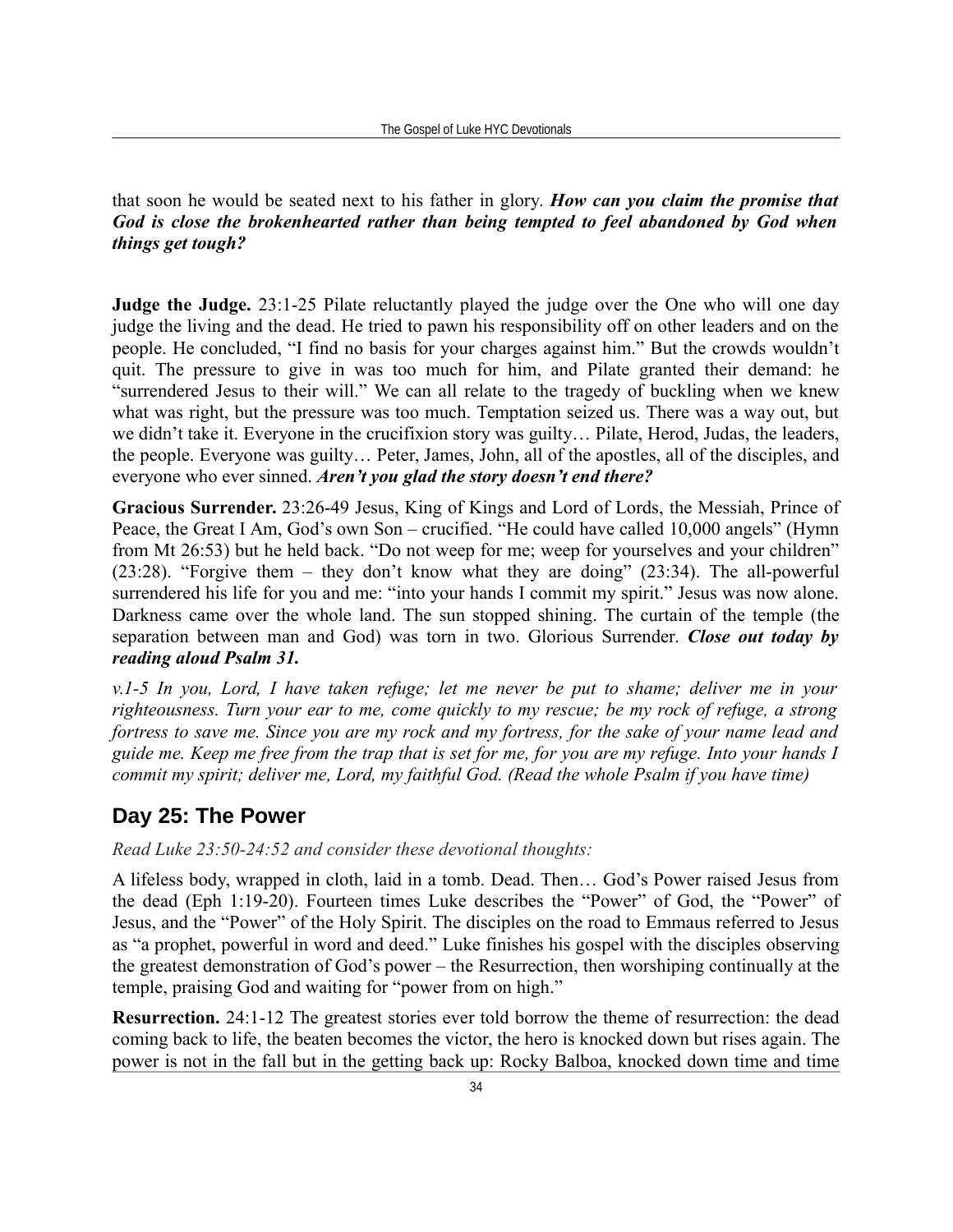that soon he would be seated next to his father in glory. ***How can you claim the promise that God is close the brokenhearted rather than being tempted to feel abandoned by God when things get tough?***

**Judge the Judge.** 23:1-25 Pilate reluctantly played the judge over the One who will one day judge the living and the dead. He tried to pawn his responsibility off on other leaders and on the people. He concluded, "I find no basis for your charges against him." But the crowds wouldn't quit. The pressure to give in was too much for him, and Pilate granted their demand: he "surrendered Jesus to their will." We can all relate to the tragedy of buckling when we knew what was right, but the pressure was too much. Temptation seized us. There was a way out, but we didn't take it. Everyone in the crucifixion story was guilty… Pilate, Herod, Judas, the leaders, the people. Everyone was guilty… Peter, James, John, all of the apostles, all of the disciples, and everyone who ever sinned. ***Aren't you glad the story doesn't end there?***

**Gracious Surrender.** 23:26-49 Jesus, King of Kings and Lord of Lords, the Messiah, Prince of Peace, the Great I Am, God's own Son – crucified. "He could have called 10,000 angels" (Hymn from Mt 26:53) but he held back. "Do not weep for me; weep for yourselves and your children" (23:28). "Forgive them – they don't know what they are doing" (23:34). The all-powerful surrendered his life for you and me: "into your hands I commit my spirit." Jesus was now alone. Darkness came over the whole land. The sun stopped shining. The curtain of the temple (the separation between man and God) was torn in two. Glorious Surrender. ***Close out today by reading aloud Psalm 31.***

*v.1-5 In you, Lord, I have taken refuge; let me never be put to shame; deliver me in your righteousness. Turn your ear to me, come quickly to my rescue; be my rock of refuge, a strong fortress to save me. Since you are my rock and my fortress, for the sake of your name lead and guide me. Keep me free from the trap that is set for me, for you are my refuge. Into your hands I commit my spirit; deliver me, Lord, my faithful God. (Read the whole Psalm if you have time)*

## Day 25: The Power

*Read Luke 23:50-24:52 and consider these devotional thoughts:*

A lifeless body, wrapped in cloth, laid in a tomb. Dead. Then… God's Power raised Jesus from the dead (Eph 1:19-20). Fourteen times Luke describes the "Power" of God, the "Power" of Jesus, and the "Power" of the Holy Spirit. The disciples on the road to Emmaus referred to Jesus as "a prophet, powerful in word and deed." Luke finishes his gospel with the disciples observing the greatest demonstration of God's power – the Resurrection, then worshiping continually at the temple, praising God and waiting for "power from on high."

**Resurrection.** 24:1-12 The greatest stories ever told borrow the theme of resurrection: the dead coming back to life, the beaten becomes the victor, the hero is knocked down but rises again. The power is not in the fall but in the getting back up: Rocky Balboa, knocked down time and time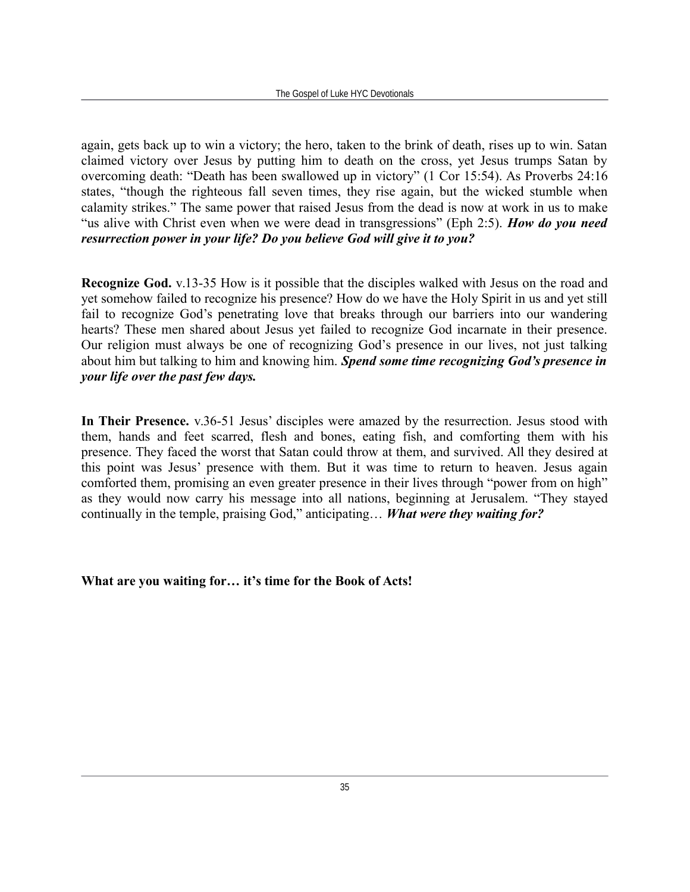again, gets back up to win a victory; the hero, taken to the brink of death, rises up to win. Satan claimed victory over Jesus by putting him to death on the cross, yet Jesus trumps Satan by overcoming death: "Death has been swallowed up in victory" (1 Cor 15:54). As Proverbs 24:16 states, "though the righteous fall seven times, they rise again, but the wicked stumble when calamity strikes." The same power that raised Jesus from the dead is now at work in us to make "us alive with Christ even when we were dead in transgressions" (Eph 2:5). ***How do you need resurrection power in your life? Do you believe God will give it to you?***

**Recognize God.** v.13-35 How is it possible that the disciples walked with Jesus on the road and yet somehow failed to recognize his presence? How do we have the Holy Spirit in us and yet still fail to recognize God's penetrating love that breaks through our barriers into our wandering hearts? These men shared about Jesus yet failed to recognize God incarnate in their presence. Our religion must always be one of recognizing God's presence in our lives, not just talking about him but talking to him and knowing him. ***Spend some time recognizing God's presence in your life over the past few days.***

**In Their Presence.** v.36-51 Jesus' disciples were amazed by the resurrection. Jesus stood with them, hands and feet scarred, flesh and bones, eating fish, and comforting them with his presence. They faced the worst that Satan could throw at them, and survived. All they desired at this point was Jesus' presence with them. But it was time to return to heaven. Jesus again comforted them, promising an even greater presence in their lives through "power from on high" as they would now carry his message into all nations, beginning at Jerusalem. "They stayed continually in the temple, praising God," anticipating… ***What were they waiting for?***

**What are you waiting for… it's time for the Book of Acts!**